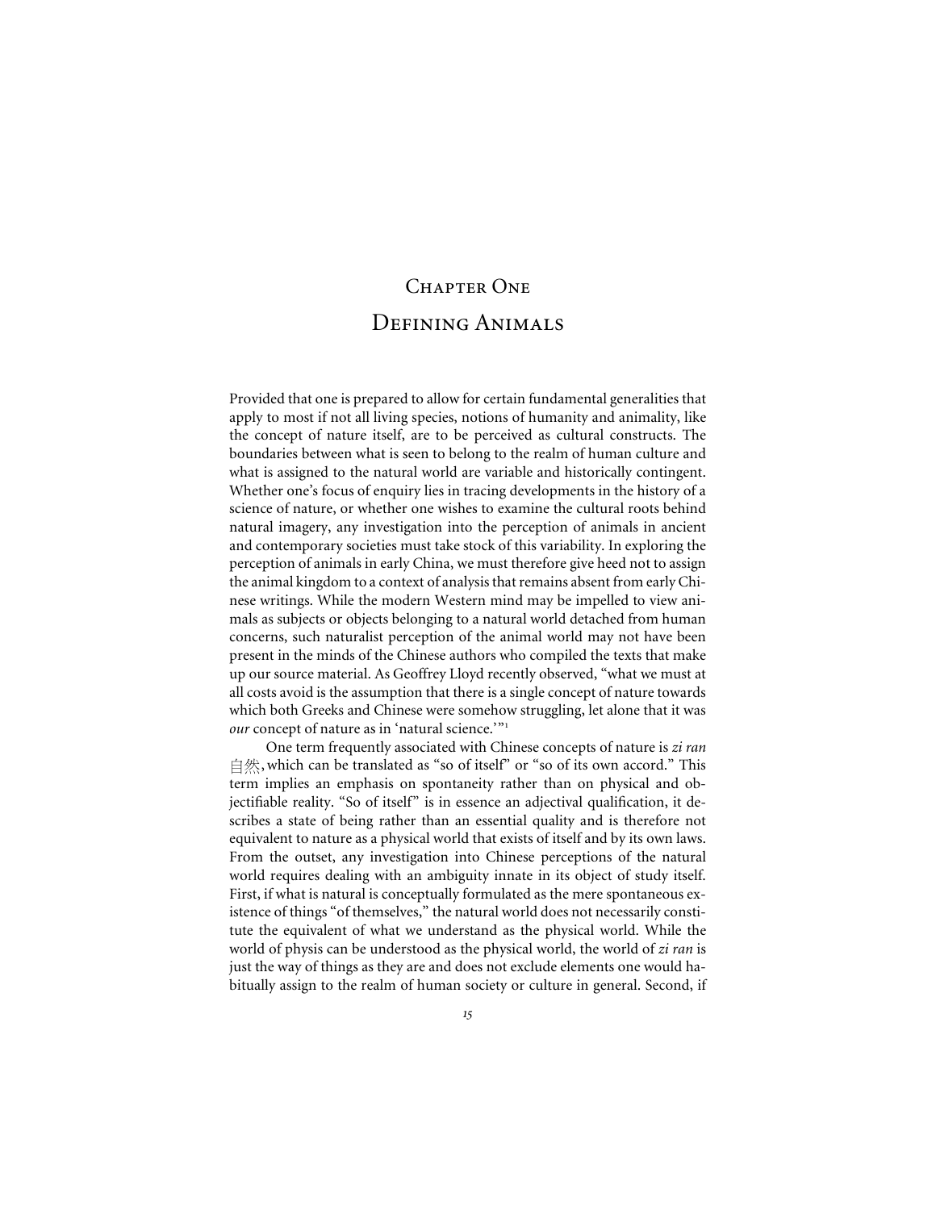# Chapter One

## Defining Animals

Provided that one is prepared to allow for certain fundamental generalities that apply to most if not all living species, notions of humanity and animality, like the concept of nature itself, are to be perceived as cultural constructs. The boundaries between what is seen to belong to the realm of human culture and what is assigned to the natural world are variable and historically contingent. Whether one's focus of enquiry lies in tracing developments in the history of a science of nature, or whether one wishes to examine the cultural roots behind natural imagery, any investigation into the perception of animals in ancient and contemporary societies must take stock of this variability. In exploring the perception of animals in early China, we must therefore give heed not to assign the animal kingdom to a context of analysis that remains absent from early Chinese writings. While the modern Western mind may be impelled to view animals as subjects or objects belonging to a natural world detached from human concerns, such naturalist perception of the animal world may not have been present in the minds of the Chinese authors who compiled the texts that make up our source material. As Geoffrey Lloyd recently observed, "what we must at all costs avoid is the assumption that there is a single concept of nature towards which both Greeks and Chinese were somehow struggling, let alone that it was *our* concept of nature as in 'natural science.'"[1]

One term frequently associated with Chinese concepts of nature is *zi ran* 自然, which can be translated as "so of itself" or "so of its own accord." This term implies an emphasis on spontaneity rather than on physical and objectifiable reality. "So of itself" is in essence an adjectival qualification, it describes a state of being rather than an essential quality and is therefore not equivalent to nature as a physical world that exists of itself and by its own laws. From the outset, any investigation into Chinese perceptions of the natural world requires dealing with an ambiguity innate in its object of study itself. First, if what is natural is conceptually formulated as the mere spontaneous existence of things "of themselves," the natural world does not necessarily constitute the equivalent of what we understand as the physical world. While the world of physis can be understood as the physical world, the world of *zi ran* is just the way of things as they are and does not exclude elements one would habitually assign to the realm of human society or culture in general. Second, if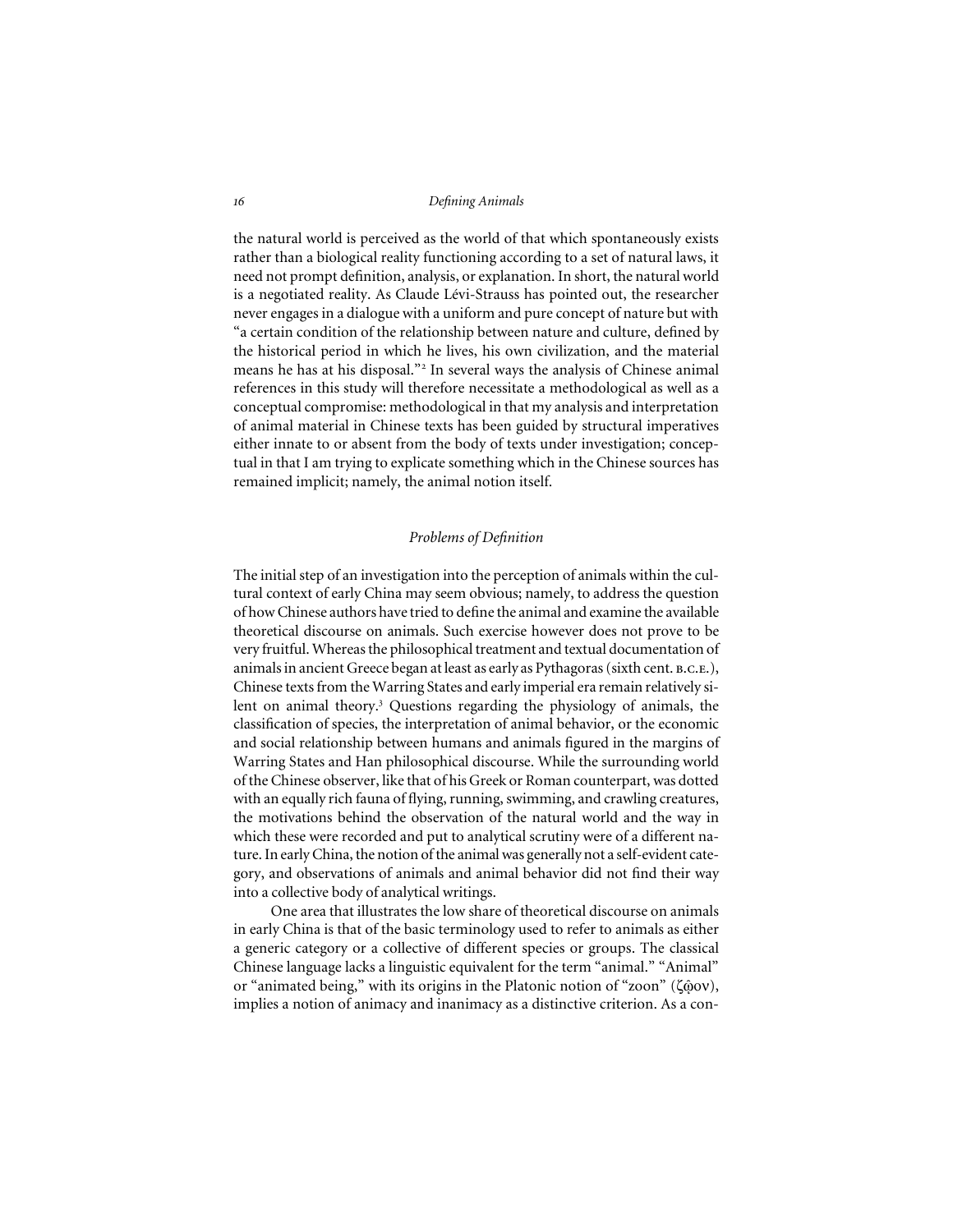the natural world is perceived as the world of that which spontaneously exists rather than a biological reality functioning according to a set of natural laws, it need not prompt definition, analysis, or explanation. In short, the natural world is a negotiated reality. As Claude Lévi-Strauss has pointed out, the researcher never engages in a dialogue with a uniform and pure concept of nature but with "a certain condition of the relationship between nature and culture, defined by the historical period in which he lives, his own civilization, and the material means he has at his disposal."[2] In several ways the analysis of Chinese animal references in this study will therefore necessitate a methodological as well as a conceptual compromise: methodological in that my analysis and interpretation of animal material in Chinese texts has been guided by structural imperatives either innate to or absent from the body of texts under investigation; conceptual in that I am trying to explicate something which in the Chinese sources has remained implicit; namely, the animal notion itself.

## *Problems of Definition*

The initial step of an investigation into the perception of animals within the cultural context of early China may seem obvious; namely, to address the question of how Chinese authors have tried to define the animal and examine the available theoretical discourse on animals. Such exercise however does not prove to be very fruitful. Whereas the philosophical treatment and textual documentation of animals in ancient Greece began at least as early as Pythagoras (sixth cent. B.C.E.), Chinese texts from the Warring States and early imperial era remain relatively silent on animal theory.[3] Questions regarding the physiology of animals, the classification of species, the interpretation of animal behavior, or the economic and social relationship between humans and animals figured in the margins of Warring States and Han philosophical discourse. While the surrounding world of the Chinese observer, like that of his Greek or Roman counterpart, was dotted with an equally rich fauna of flying, running, swimming, and crawling creatures, the motivations behind the observation of the natural world and the way in which these were recorded and put to analytical scrutiny were of a different nature. In early China, the notion of the animal was generally not a self-evident category, and observations of animals and animal behavior did not find their way into a collective body of analytical writings.

One area that illustrates the low share of theoretical discourse on animals in early China is that of the basic terminology used to refer to animals as either a generic category or a collective of different species or groups. The classical Chinese language lacks a linguistic equivalent for the term "animal." "Animal" or "animated being," with its origins in the Platonic notion of "zoon" (ζῷον), implies a notion of animacy and inanimacy as a distinctive criterion. As a con-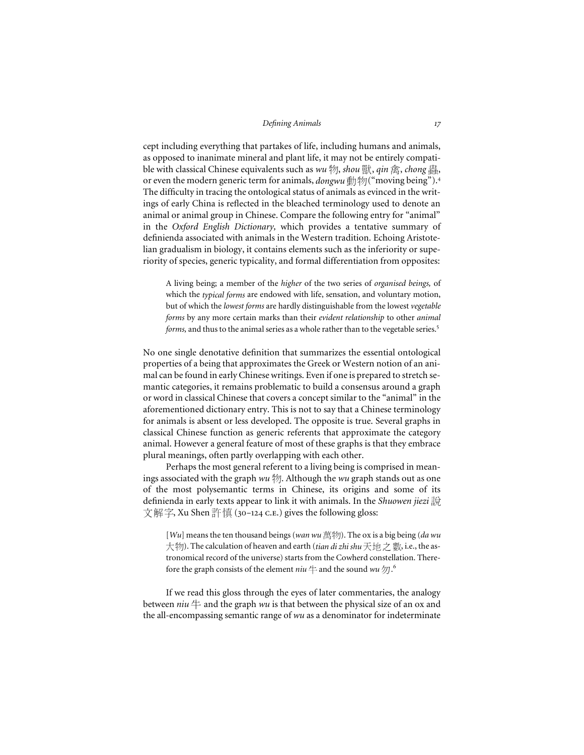cept including everything that partakes of life, including humans and animals, as opposed to inanimate mineral and plant life, it may not be entirely compatible with classical Chinese equivalents such as *wu* 物, *shou* 獸, *qin* 禽, *chong* 蟲, or even the modern generic term for animals, *dongwu* 動物 ("moving being").[4] The difficulty in tracing the ontological status of animals as evinced in the writings of early China is reflected in the bleached terminology used to denote an animal or animal group in Chinese. Compare the following entry for "animal" in the *Oxford English Dictionary,* which provides a tentative summary of definienda associated with animals in the Western tradition. Echoing Aristotelian gradualism in biology, it contains elements such as the inferiority or superiority of species, generic typicality, and formal differentiation from opposites:

> A living being; a member of the *higher* of the two series of *organised beings,* of which the *typical forms* are endowed with life, sensation, and voluntary motion, but of which the *lowest forms* are hardly distinguishable from the lowest *vegetable forms* by any more certain marks than their *evident relationship* to other *animal forms,* and thus to the animal series as a whole rather than to the vegetable series.[5]

No one single denotative definition that summarizes the essential ontological properties of a being that approximates the Greek or Western notion of an animal can be found in early Chinese writings. Even if one is prepared to stretch semantic categories, it remains problematic to build a consensus around a graph or word in classical Chinese that covers a concept similar to the "animal" in the aforementioned dictionary entry. This is not to say that a Chinese terminology for animals is absent or less developed. The opposite is true. Several graphs in classical Chinese function as generic referents that approximate the category animal. However a general feature of most of these graphs is that they embrace plural meanings, often partly overlapping with each other.

Perhaps the most general referent to a living being is comprised in meanings associated with the graph *wu* 物. Although the *wu* graph stands out as one of the most polysemantic terms in Chinese, its origins and some of its definienda in early texts appear to link it with animals. In the *Shuowen jiezi* 說文解字, Xu Shen 許慎 (30–124 C.E.) gives the following gloss:

> [*Wu*] means the ten thousand beings (*wan wu* 萬物). The ox is a big being (*da wu* 大物). The calculation of heaven and earth (*tian di zhi shu* 天地之數, i.e., the astronomical record of the universe) starts from the Cowherd constellation. Therefore the graph consists of the element *niu* 牛 and the sound *wu* 勿.[6]

If we read this gloss through the eyes of later commentaries, the analogy between *niu* 牛 and the graph *wu* is that between the physical size of an ox and the all-encompassing semantic range of *wu* as a denominator for indeterminate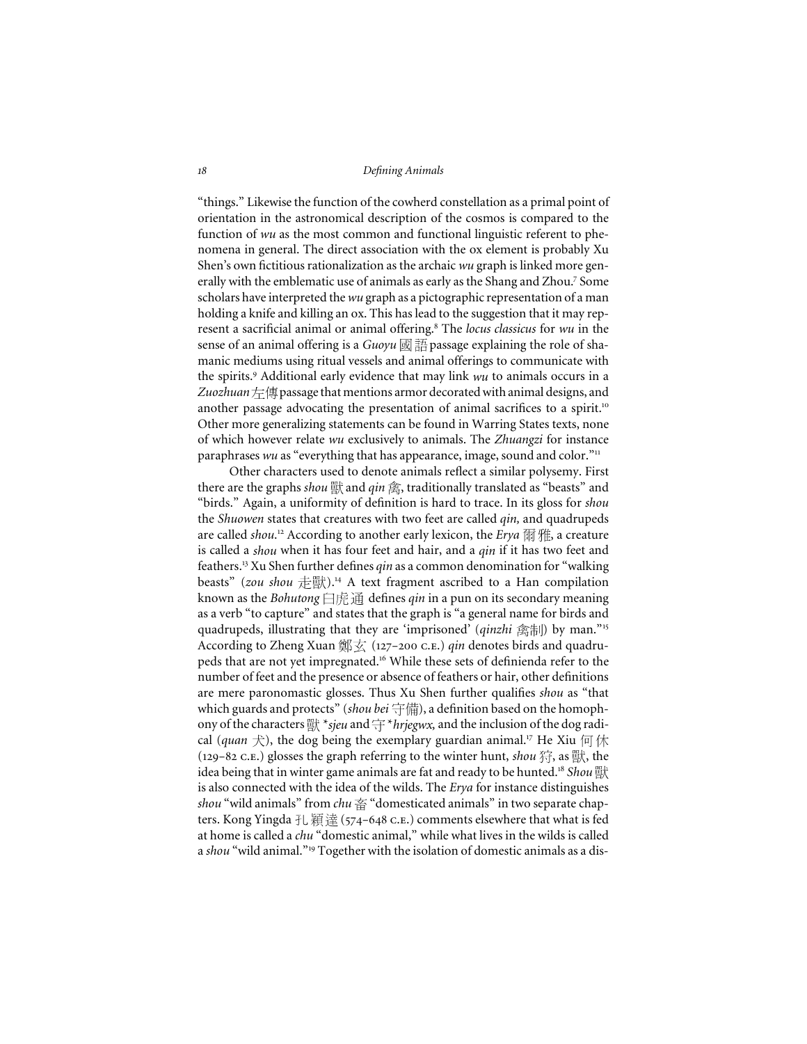"things." Likewise the function of the cowherd constellation as a primal point of orientation in the astronomical description of the cosmos is compared to the function of *wu* as the most common and functional linguistic referent to phenomena in general. The direct association with the ox element is probably Xu Shen's own fictitious rationalization as the archaic *wu* graph is linked more generally with the emblematic use of animals as early as the Shang and Zhou.[7] Some scholars have interpreted the *wu* graph as a pictographic representation of a man holding a knife and killing an ox. This has lead to the suggestion that it may represent a sacrificial animal or animal offering.[8] The *locus classicus* for *wu* in the sense of an animal offering is a *Guoyu* 國語 passage explaining the role of shamanic mediums using ritual vessels and animal offerings to communicate with the spirits.[9] Additional early evidence that may link *wu* to animals occurs in a *Zuozhuan* 左傳 passage that mentions armor decorated with animal designs, and another passage advocating the presentation of animal sacrifices to a spirit.[10] Other more generalizing statements can be found in Warring States texts, none of which however relate *wu* exclusively to animals. The *Zhuangzi* for instance paraphrases *wu* as "everything that has appearance, image, sound and color."[11]

Other characters used to denote animals reflect a similar polysemy. First there are the graphs *shou* 獸 and *qin* 禽, traditionally translated as "beasts" and "birds." Again, a uniformity of definition is hard to trace. In its gloss for *shou* the *Shuowen* states that creatures with two feet are called *qin,* and quadrupeds are called *shou*.[12] According to another early lexicon, the *Erya* 爾雅, a creature is called a *shou* when it has four feet and hair, and a *qin* if it has two feet and feathers.[13] Xu Shen further defines *qin* as a common denomination for "walking beasts" (*zou shou* 走獸).[14] A text fragment ascribed to a Han compilation known as the *Bohutong* 白虎通 defines *qin* in a pun on its secondary meaning as a verb "to capture" and states that the graph is "a general name for birds and quadrupeds, illustrating that they are 'imprisoned' (*qinzhi* 禽制) by man."[15] According to Zheng Xuan 鄭玄 (127–200 C.E.) *qin* denotes birds and quadrupeds that are not yet impregnated.[16] While these sets of definienda refer to the number of feet and the presence or absence of feathers or hair, other definitions are mere paronomastic glosses. Thus Xu Shen further qualifies *shou* as "that which guards and protects" (*shou bei* 守備), a definition based on the homophony of the characters 獸 \**sjeu* and 守 \**hrjegwx,* and the inclusion of the dog radical (*quan* 犬), the dog being the exemplary guardian animal.[17] He Xiu 何休 (129–82 C.E.) glosses the graph referring to the winter hunt, *shou* 狩, as 獸, the idea being that in winter game animals are fat and ready to be hunted.[18] *Shou* 獸 is also connected with the idea of the wilds. The *Erya* for instance distinguishes *shou* "wild animals" from *chu* 畜 "domesticated animals" in two separate chapters. Kong Yingda 孔穎達 (574–648 C.E.) comments elsewhere that what is fed at home is called a *chu* "domestic animal," while what lives in the wilds is called a *shou* "wild animal."[19] Together with the isolation of domestic animals as a dis-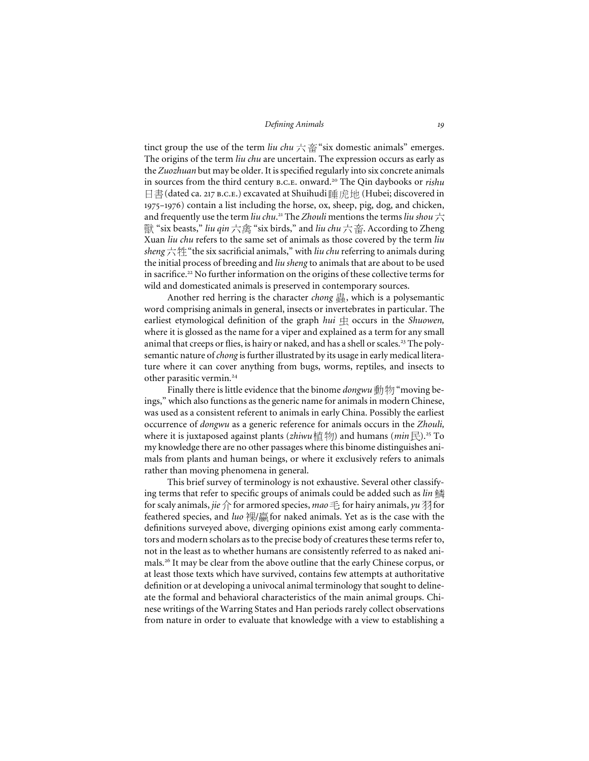tinct group the use of the term *liu chu* 六畜 "six domestic animals" emerges. The origins of the term *liu chu* are uncertain. The expression occurs as early as the *Zuozhuan* but may be older. It is specified regularly into six concrete animals in sources from the third century B.C.E. onward.[20] The Qin daybooks or *rishu* 日書 (dated ca. 217 B.C.E.) excavated at Shuihudi 睡虎地 (Hubei; discovered in 1975–1976) contain a list including the horse, ox, sheep, pig, dog, and chicken, and frequently use the term *liu chu*.[21] The *Zhouli* mentions the terms *liu shou* 六獸 "six beasts," *liu qin* 六禽 "six birds," and *liu chu* 六畜. According to Zheng Xuan *liu chu* refers to the same set of animals as those covered by the term *liu sheng* 六牲 "the six sacrificial animals," with *liu chu* referring to animals during the initial process of breeding and *liu sheng* to animals that are about to be used in sacrifice.[22] No further information on the origins of these collective terms for wild and domesticated animals is preserved in contemporary sources.

Another red herring is the character *chong* 蟲, which is a polysemantic word comprising animals in general, insects or invertebrates in particular. The earliest etymological definition of the graph *hui* 虫 occurs in the *Shuowen*, where it is glossed as the name for a viper and explained as a term for any small animal that creeps or flies, is hairy or naked, and has a shell or scales.[23] The polysemantic nature of *chong* is further illustrated by its usage in early medical literature where it can cover anything from bugs, worms, reptiles, and insects to other parasitic vermin.[24]

Finally there is little evidence that the binome *dongwu* 動物 "moving beings," which also functions as the generic name for animals in modern Chinese, was used as a consistent referent to animals in early China. Possibly the earliest occurrence of *dongwu* as a generic reference for animals occurs in the *Zhouli*, where it is juxtaposed against plants (*zhiwu* 植物) and humans (*min* 民).[25] To my knowledge there are no other passages where this binome distinguishes animals from plants and human beings, or where it exclusively refers to animals rather than moving phenomena in general.

This brief survey of terminology is not exhaustive. Several other classifying terms that refer to specific groups of animals could be added such as *lin* 鱗 for scaly animals, *jie* 介 for armored species, *mao* 毛 for hairy animals, *yu* 羽 for feathered species, and *luo* 裸/蠃 for naked animals. Yet as is the case with the definitions surveyed above, diverging opinions exist among early commentators and modern scholars as to the precise body of creatures these terms refer to, not in the least as to whether humans are consistently referred to as naked animals.[26] It may be clear from the above outline that the early Chinese corpus, or at least those texts which have survived, contains few attempts at authoritative definition or at developing a univocal animal terminology that sought to delineate the formal and behavioral characteristics of the main animal groups. Chinese writings of the Warring States and Han periods rarely collect observations from nature in order to evaluate that knowledge with a view to establishing a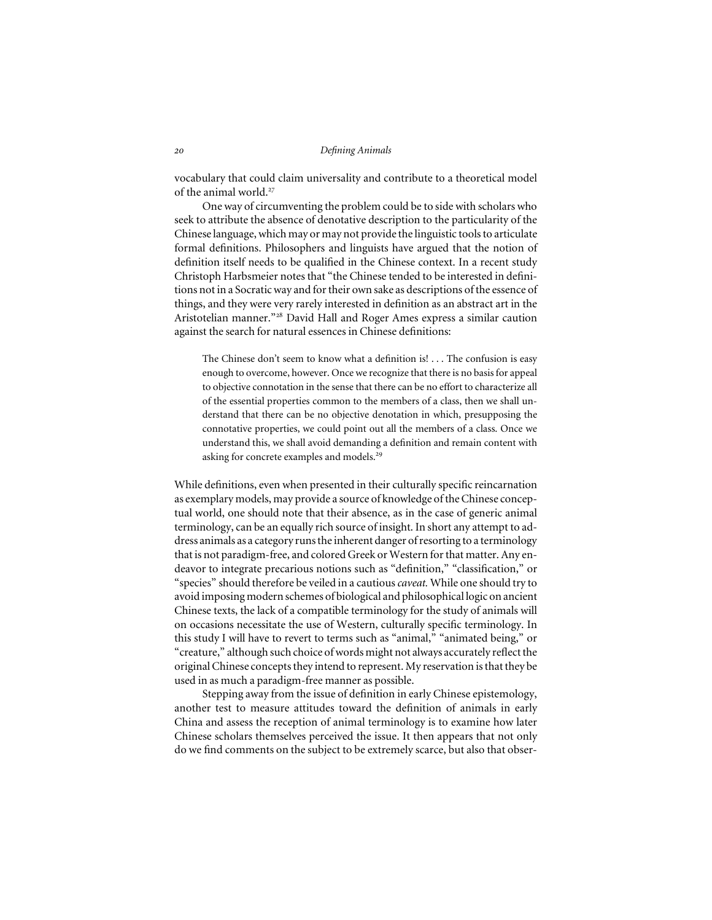vocabulary that could claim universality and contribute to a theoretical model of the animal world.[27]

One way of circumventing the problem could be to side with scholars who seek to attribute the absence of denotative description to the particularity of the Chinese language, which may or may not provide the linguistic tools to articulate formal definitions. Philosophers and linguists have argued that the notion of definition itself needs to be qualified in the Chinese context. In a recent study Christoph Harbsmeier notes that "the Chinese tended to be interested in definitions not in a Socratic way and for their own sake as descriptions of the essence of things, and they were very rarely interested in definition as an abstract art in the Aristotelian manner."[28] David Hall and Roger Ames express a similar caution against the search for natural essences in Chinese definitions:

> The Chinese don't seem to know what a definition is! . . . The confusion is easy enough to overcome, however. Once we recognize that there is no basis for appeal to objective connotation in the sense that there can be no effort to characterize all of the essential properties common to the members of a class, then we shall understand that there can be no objective denotation in which, presupposing the connotative properties, we could point out all the members of a class. Once we understand this, we shall avoid demanding a definition and remain content with asking for concrete examples and models.[29]

While definitions, even when presented in their culturally specific reincarnation as exemplary models, may provide a source of knowledge of the Chinese conceptual world, one should note that their absence, as in the case of generic animal terminology, can be an equally rich source of insight. In short any attempt to address animals as a category runs the inherent danger of resorting to a terminology that is not paradigm-free, and colored Greek or Western for that matter. Any endeavor to integrate precarious notions such as "definition," "classification," or "species" should therefore be veiled in a cautious *caveat.* While one should try to avoid imposing modern schemes of biological and philosophical logic on ancient Chinese texts, the lack of a compatible terminology for the study of animals will on occasions necessitate the use of Western, culturally specific terminology. In this study I will have to revert to terms such as "animal," "animated being," or "creature," although such choice of words might not always accurately reflect the original Chinese concepts they intend to represent. My reservation is that they be used in as much a paradigm-free manner as possible.

Stepping away from the issue of definition in early Chinese epistemology, another test to measure attitudes toward the definition of animals in early China and assess the reception of animal terminology is to examine how later Chinese scholars themselves perceived the issue. It then appears that not only do we find comments on the subject to be extremely scarce, but also that obser-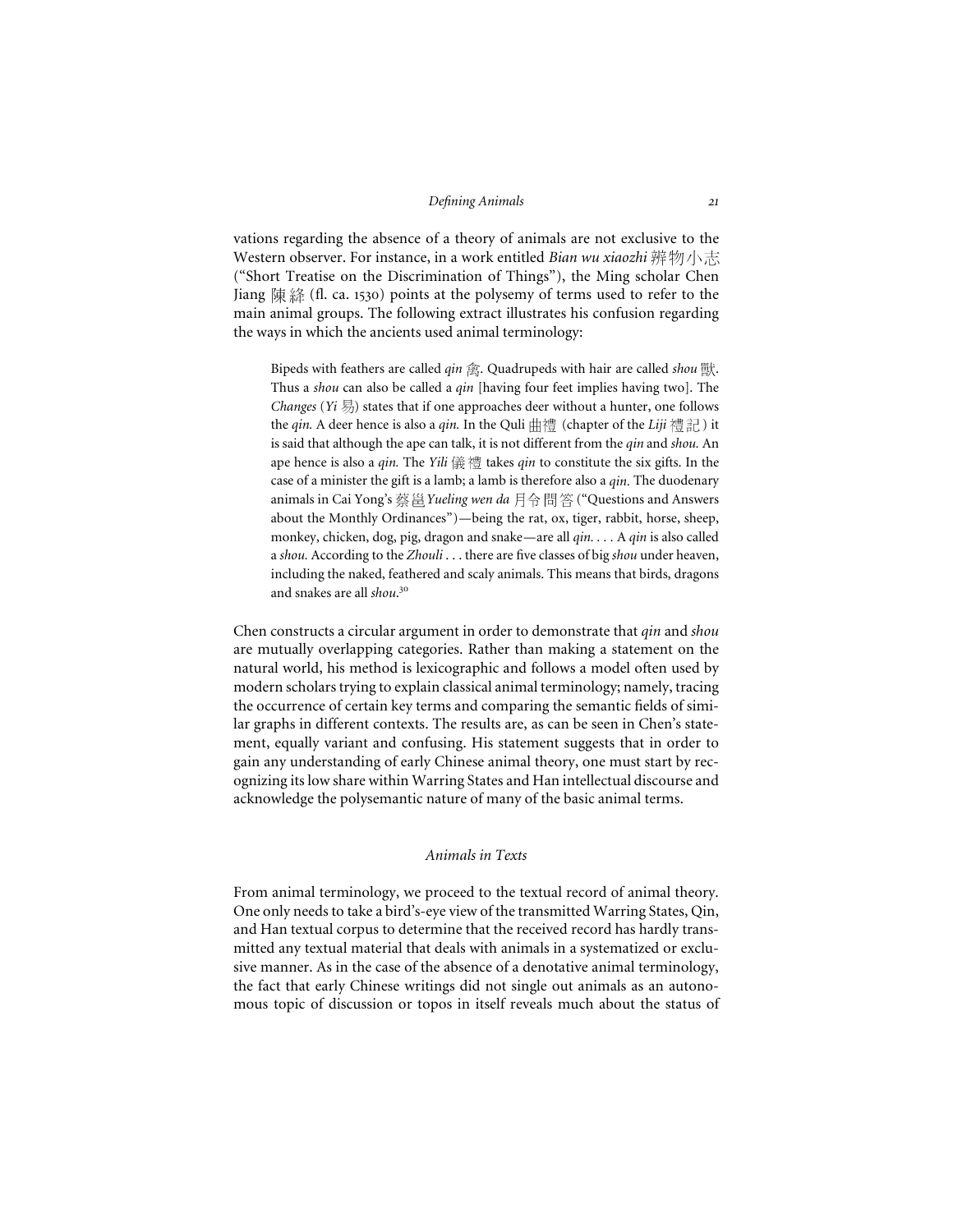vations regarding the absence of a theory of animals are not exclusive to the Western observer. For instance, in a work entitled *Bian wu xiaozhi* 辨物小志 ("Short Treatise on the Discrimination of Things"), the Ming scholar Chen Jiang 陳絳 (fl. ca. 1530) points at the polysemy of terms used to refer to the main animal groups. The following extract illustrates his confusion regarding the ways in which the ancients used animal terminology:

> Bipeds with feathers are called *qin* 禽. Quadrupeds with hair are called *shou* 獸. Thus a *shou* can also be called a *qin* [having four feet implies having two]. The *Changes* (*Yi* 易) states that if one approaches deer without a hunter, one follows the *qin.* A deer hence is also a *qin.* In the Quli 曲禮 (chapter of the *Liji* 禮記) it is said that although the ape can talk, it is not different from the *qin* and *shou.* An ape hence is also a *qin.* The *Yili* 儀禮 takes *qin* to constitute the six gifts. In the case of a minister the gift is a lamb; a lamb is therefore also a *qin.* The duodenary animals in Cai Yong's 蔡邕 *Yueling wen da* 月令問答 ("Questions and Answers about the Monthly Ordinances")—being the rat, ox, tiger, rabbit, horse, sheep, monkey, chicken, dog, pig, dragon and snake—are all *qin*. . . . A *qin* is also called a *shou.* According to the *Zhouli* . . . there are five classes of big *shou* under heaven, including the naked, feathered and scaly animals. This means that birds, dragons and snakes are all *shou*.[30]

Chen constructs a circular argument in order to demonstrate that *qin* and *shou* are mutually overlapping categories. Rather than making a statement on the natural world, his method is lexicographic and follows a model often used by modern scholars trying to explain classical animal terminology; namely, tracing the occurrence of certain key terms and comparing the semantic fields of similar graphs in different contexts. The results are, as can be seen in Chen's statement, equally variant and confusing. His statement suggests that in order to gain any understanding of early Chinese animal theory, one must start by recognizing its low share within Warring States and Han intellectual discourse and acknowledge the polysemantic nature of many of the basic animal terms.

### *Animals in Texts*

From animal terminology, we proceed to the textual record of animal theory. One only needs to take a bird's-eye view of the transmitted Warring States, Qin, and Han textual corpus to determine that the received record has hardly transmitted any textual material that deals with animals in a systematized or exclusive manner. As in the case of the absence of a denotative animal terminology, the fact that early Chinese writings did not single out animals as an autonomous topic of discussion or topos in itself reveals much about the status of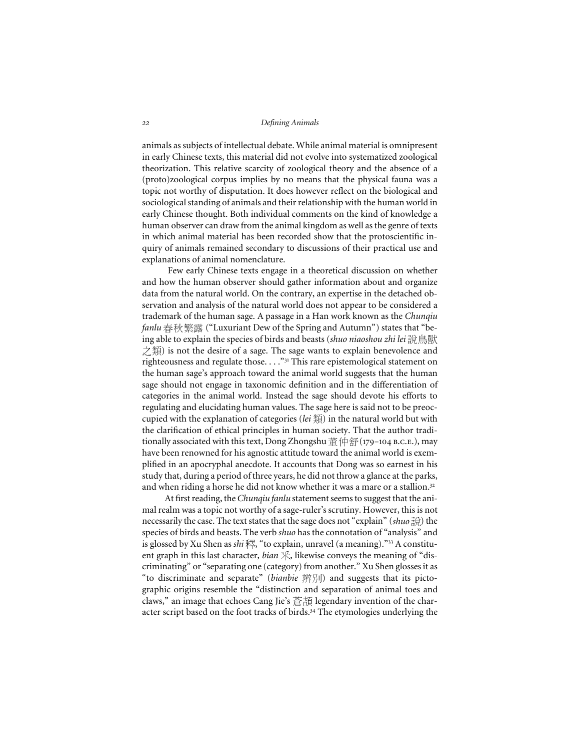animals as subjects of intellectual debate. While animal material is omnipresent in early Chinese texts, this material did not evolve into systematized zoological theorization. This relative scarcity of zoological theory and the absence of a (proto)zoological corpus implies by no means that the physical fauna was a topic not worthy of disputation. It does however reflect on the biological and sociological standing of animals and their relationship with the human world in early Chinese thought. Both individual comments on the kind of knowledge a human observer can draw from the animal kingdom as well as the genre of texts in which animal material has been recorded show that the protoscientific inquiry of animals remained secondary to discussions of their practical use and explanations of animal nomenclature.

Few early Chinese texts engage in a theoretical discussion on whether and how the human observer should gather information about and organize data from the natural world. On the contrary, an expertise in the detached observation and analysis of the natural world does not appear to be considered a trademark of the human sage. A passage in a Han work known as the *Chunqiu fanlu* 春秋繁露 ("Luxuriant Dew of the Spring and Autumn") states that "being able to explain the species of birds and beasts (*shuo niaoshou zhi lei* 說鳥獸之類) is not the desire of a sage. The sage wants to explain benevolence and righteousness and regulate those. . . ."[31] This rare epistemological statement on the human sage's approach toward the animal world suggests that the human sage should not engage in taxonomic definition and in the differentiation of categories in the animal world. Instead the sage should devote his efforts to regulating and elucidating human values. The sage here is said not to be preoccupied with the explanation of categories (*lei* 類) in the natural world but with the clarification of ethical principles in human society. That the author traditionally associated with this text, Dong Zhongshu 董仲舒 (179–104 B.C.E.), may have been renowned for his agnostic attitude toward the animal world is exemplified in an apocryphal anecdote. It accounts that Dong was so earnest in his study that, during a period of three years, he did not throw a glance at the parks, and when riding a horse he did not know whether it was a mare or a stallion.[32]

At first reading, the *Chunqiu fanlu* statement seems to suggest that the animal realm was a topic not worthy of a sage-ruler's scrutiny. However, this is not necessarily the case. The text states that the sage does not "explain" (*shuo* 說) the species of birds and beasts. The verb *shuo* has the connotation of "analysis" and is glossed by Xu Shen as *shi* 釋, "to explain, unravel (a meaning)."[33] A constituent graph in this last character, *bian* 釆, likewise conveys the meaning of "discriminating" or "separating one (category) from another." Xu Shen glosses it as "to discriminate and separate" (*bianbie* 辨別) and suggests that its pictographic origins resemble the "distinction and separation of animal toes and claws," an image that echoes Cang Jie's 蒼頡 legendary invention of the character script based on the foot tracks of birds.[34] The etymologies underlying the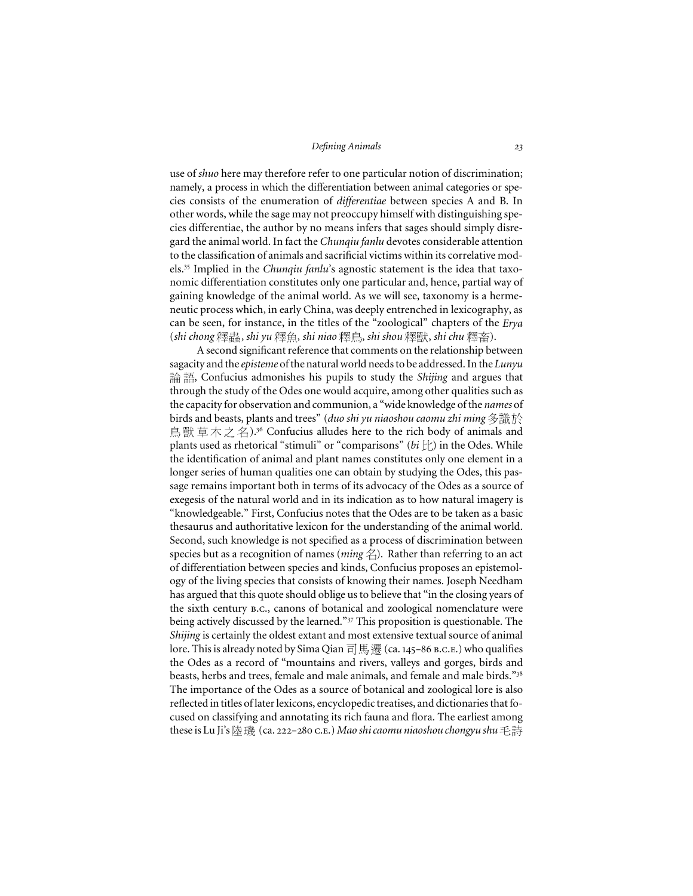use of *shuo* here may therefore refer to one particular notion of discrimination; namely, a process in which the differentiation between animal categories or species consists of the enumeration of *differentiae* between species A and B. In other words, while the sage may not preoccupy himself with distinguishing species differentiae, the author by no means infers that sages should simply disregard the animal world. In fact the *Chunqiu fanlu* devotes considerable attention to the classification of animals and sacrificial victims within its correlative models.[35] Implied in the *Chunqiu fanlu*'s agnostic statement is the idea that taxonomic differentiation constitutes only one particular and, hence, partial way of gaining knowledge of the animal world. As we will see, taxonomy is a hermeneutic process which, in early China, was deeply entrenched in lexicography, as can be seen, for instance, in the titles of the "zoological" chapters of the *Erya* (*shi chong* 釋蟲, *shi yu* 釋魚, *shi niao* 釋鳥, *shi shou* 釋獸, *shi chu* 釋畜).

A second significant reference that comments on the relationship between sagacity and the *episteme* of the natural world needs to be addressed. In the *Lunyu* 論語, Confucius admonishes his pupils to study the *Shijing* and argues that through the study of the Odes one would acquire, among other qualities such as the capacity for observation and communion, a "wide knowledge of the *names* of birds and beasts, plants and trees" (*duo shi yu niaoshou caomu zhi ming* 多識於鳥獸草木之名).[36] Confucius alludes here to the rich body of animals and plants used as rhetorical "stimuli" or "comparisons" (*bi* 比) in the Odes. While the identification of animal and plant names constitutes only one element in a longer series of human qualities one can obtain by studying the Odes, this passage remains important both in terms of its advocacy of the Odes as a source of exegesis of the natural world and in its indication as to how natural imagery is "knowledgeable." First, Confucius notes that the Odes are to be taken as a basic thesaurus and authoritative lexicon for the understanding of the animal world. Second, such knowledge is not specified as a process of discrimination between species but as a recognition of names (*ming* 名). Rather than referring to an act of differentiation between species and kinds, Confucius proposes an epistemology of the living species that consists of knowing their names. Joseph Needham has argued that this quote should oblige us to believe that "in the closing years of the sixth century B.C., canons of botanical and zoological nomenclature were being actively discussed by the learned."[37] This proposition is questionable. The *Shijing* is certainly the oldest extant and most extensive textual source of animal lore. This is already noted by Sima Qian 司馬遷 (ca. 145–86 B.C.E.) who qualifies the Odes as a record of "mountains and rivers, valleys and gorges, birds and beasts, herbs and trees, female and male animals, and female and male birds."[38] The importance of the Odes as a source of botanical and zoological lore is also reflected in titles of later lexicons, encyclopedic treatises, and dictionaries that focused on classifying and annotating its rich fauna and flora. The earliest among these is Lu Ji's 陸璣 (ca. 222–280 C.E.) *Mao shi caomu niaoshou chongyu shu* 毛詩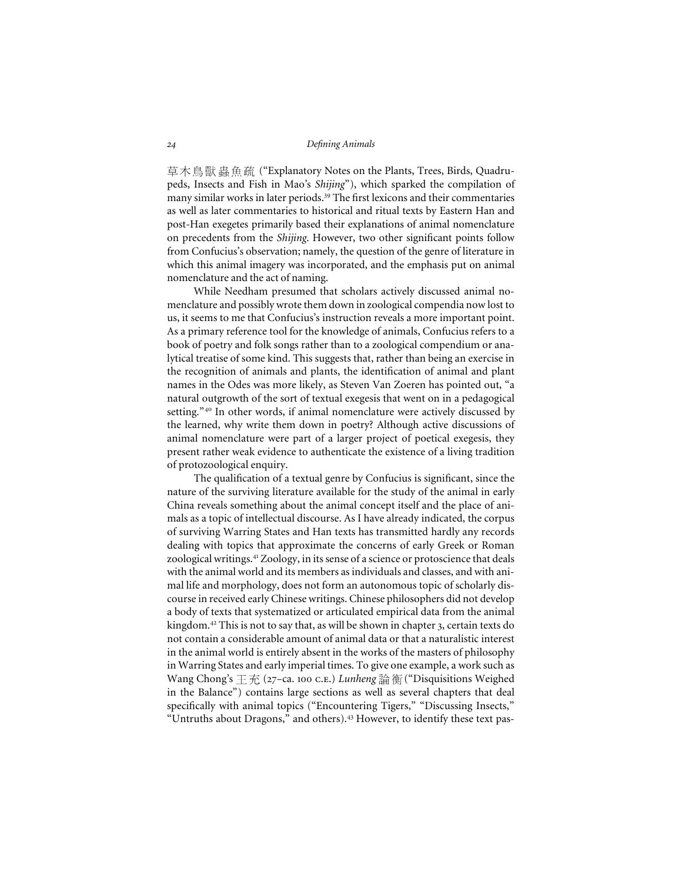草木鳥獸蟲魚疏 ("Explanatory Notes on the Plants, Trees, Birds, Quadrupeds, Insects and Fish in Mao's *Shijing*"), which sparked the compilation of many similar works in later periods.[39] The first lexicons and their commentaries as well as later commentaries to historical and ritual texts by Eastern Han and post-Han exegetes primarily based their explanations of animal nomenclature on precedents from the *Shijing*. However, two other significant points follow from Confucius's observation; namely, the question of the genre of literature in which this animal imagery was incorporated, and the emphasis put on animal nomenclature and the act of naming.

While Needham presumed that scholars actively discussed animal nomenclature and possibly wrote them down in zoological compendia now lost to us, it seems to me that Confucius's instruction reveals a more important point. As a primary reference tool for the knowledge of animals, Confucius refers to a book of poetry and folk songs rather than to a zoological compendium or analytical treatise of some kind. This suggests that, rather than being an exercise in the recognition of animals and plants, the identification of animal and plant names in the Odes was more likely, as Steven Van Zoeren has pointed out, "a natural outgrowth of the sort of textual exegesis that went on in a pedagogical setting."[40] In other words, if animal nomenclature were actively discussed by the learned, why write them down in poetry? Although active discussions of animal nomenclature were part of a larger project of poetical exegesis, they present rather weak evidence to authenticate the existence of a living tradition of protozoological enquiry.

The qualification of a textual genre by Confucius is significant, since the nature of the surviving literature available for the study of the animal in early China reveals something about the animal concept itself and the place of animals as a topic of intellectual discourse. As I have already indicated, the corpus of surviving Warring States and Han texts has transmitted hardly any records dealing with topics that approximate the concerns of early Greek or Roman zoological writings.[41] Zoology, in its sense of a science or protoscience that deals with the animal world and its members as individuals and classes, and with animal life and morphology, does not form an autonomous topic of scholarly discourse in received early Chinese writings. Chinese philosophers did not develop a body of texts that systematized or articulated empirical data from the animal kingdom.[42] This is not to say that, as will be shown in chapter 3, certain texts do not contain a considerable amount of animal data or that a naturalistic interest in the animal world is entirely absent in the works of the masters of philosophy in Warring States and early imperial times. To give one example, a work such as Wang Chong's 王充 (27–ca. 100 C.E.) *Lunheng* 論衡 ("Disquisitions Weighed in the Balance") contains large sections as well as several chapters that deal specifically with animal topics ("Encountering Tigers," "Discussing Insects," "Untruths about Dragons," and others).[43] However, to identify these text pas-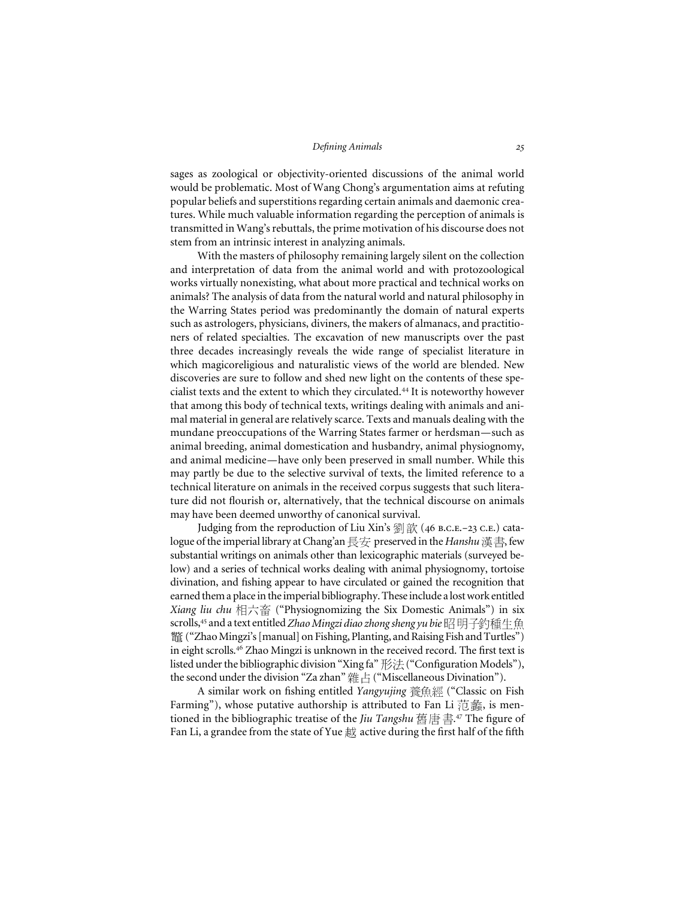sages as zoological or objectivity-oriented discussions of the animal world would be problematic. Most of Wang Chong's argumentation aims at refuting popular beliefs and superstitions regarding certain animals and daemonic creatures. While much valuable information regarding the perception of animals is transmitted in Wang's rebuttals, the prime motivation of his discourse does not stem from an intrinsic interest in analyzing animals.

With the masters of philosophy remaining largely silent on the collection and interpretation of data from the animal world and with protozoological works virtually nonexisting, what about more practical and technical works on animals? The analysis of data from the natural world and natural philosophy in the Warring States period was predominantly the domain of natural experts such as astrologers, physicians, diviners, the makers of almanacs, and practitioners of related specialties. The excavation of new manuscripts over the past three decades increasingly reveals the wide range of specialist literature in which magicoreligious and naturalistic views of the world are blended. New discoveries are sure to follow and shed new light on the contents of these specialist texts and the extent to which they circulated.[44] It is noteworthy however that among this body of technical texts, writings dealing with animals and animal material in general are relatively scarce. Texts and manuals dealing with the mundane preoccupations of the Warring States farmer or herdsman—such as animal breeding, animal domestication and husbandry, animal physiognomy, and animal medicine—have only been preserved in small number. While this may partly be due to the selective survival of texts, the limited reference to a technical literature on animals in the received corpus suggests that such literature did not flourish or, alternatively, that the technical discourse on animals may have been deemed unworthy of canonical survival.

Judging from the reproduction of Liu Xin's 劉歆 (46 B.C.E.–23 C.E.) catalogue of the imperial library at Chang'an 長安 preserved in the *Hanshu* 漢書, few substantial writings on animals other than lexicographic materials (surveyed below) and a series of technical works dealing with animal physiognomy, tortoise divination, and fishing appear to have circulated or gained the recognition that earned them a place in the imperial bibliography. These include a lost work entitled *Xiang liu chu* 相六畜 ("Physiognomizing the Six Domestic Animals") in six scrolls,[45] and a text entitled *Zhao Mingzi diao zhong sheng yu bie* 昭明子釣種生魚鱉 ("Zhao Mingzi's [manual] on Fishing, Planting, and Raising Fish and Turtles") in eight scrolls.[46] Zhao Mingzi is unknown in the received record. The first text is listed under the bibliographic division "Xing fa" 形法 ("Configuration Models"), the second under the division "Za zhan" 雜占 ("Miscellaneous Divination").

A similar work on fishing entitled *Yangyujing* 養魚經 ("Classic on Fish Farming"), whose putative authorship is attributed to Fan Li 范蠡, is mentioned in the bibliographic treatise of the *Jiu Tangshu* 舊唐書.[47] The figure of Fan Li, a grandee from the state of Yue 越 active during the first half of the fifth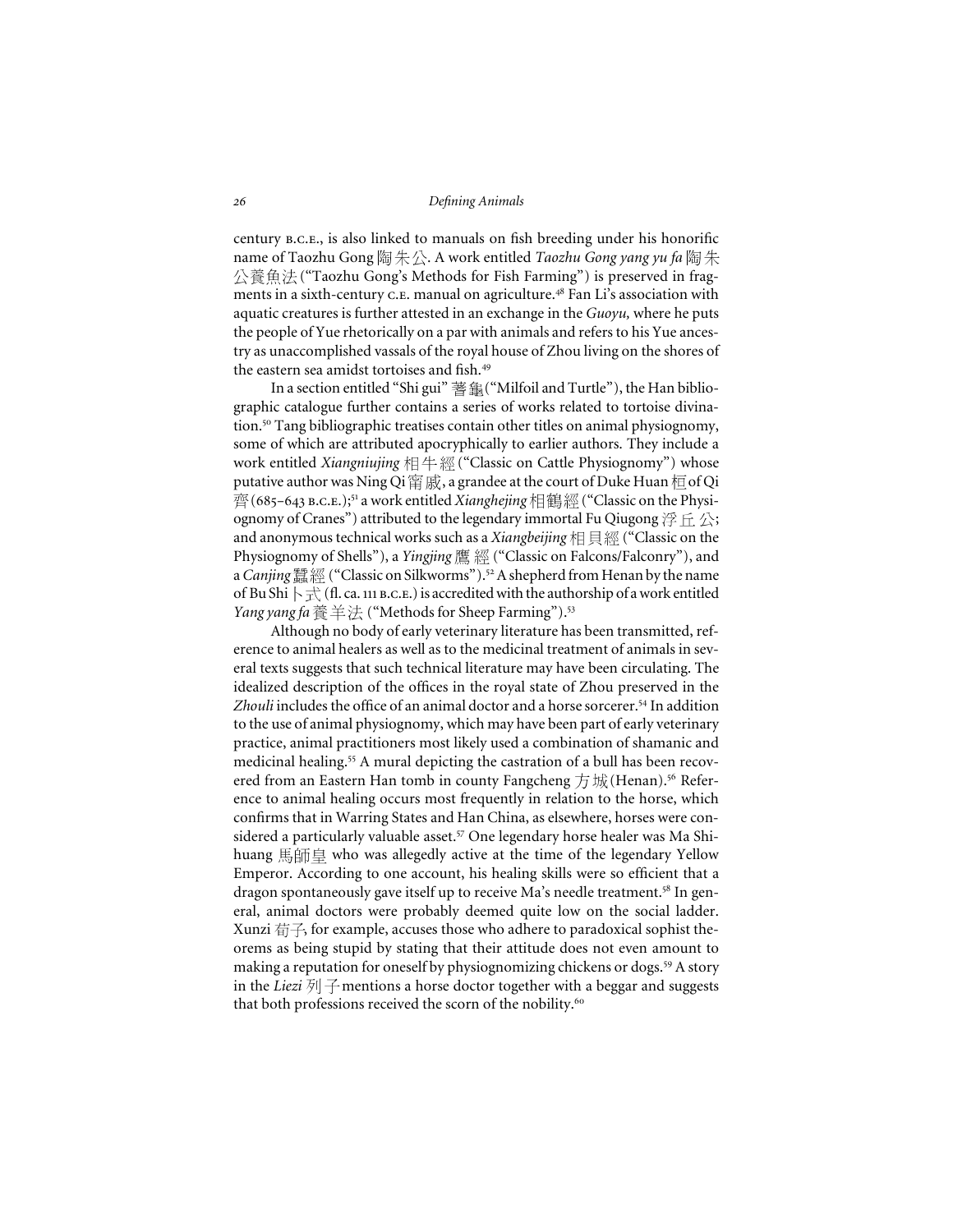century B.C.E., is also linked to manuals on fish breeding under his honorific name of Taozhu Gong 陶朱公. A work entitled *Taozhu Gong yang yu fa* 陶朱公養魚法 ("Taozhu Gong's Methods for Fish Farming") is preserved in fragments in a sixth-century C.E. manual on agriculture.[48] Fan Li's association with aquatic creatures is further attested in an exchange in the *Guoyu,* where he puts the people of Yue rhetorically on a par with animals and refers to his Yue ancestry as unaccomplished vassals of the royal house of Zhou living on the shores of the eastern sea amidst tortoises and fish.[49]

In a section entitled "Shi gui" 蓍龜 ("Milfoil and Turtle"), the Han bibliographic catalogue further contains a series of works related to tortoise divination.[50] Tang bibliographic treatises contain other titles on animal physiognomy, some of which are attributed apocryphically to earlier authors. They include a work entitled *Xiangniujing* 相牛經 ("Classic on Cattle Physiognomy") whose putative author was Ning Qi 甯戚, a grandee at the court of Duke Huan 桓 of Qi 齊 (685–643 B.C.E.);[51] a work entitled *Xianghejing* 相鶴經 ("Classic on the Physiognomy of Cranes") attributed to the legendary immortal Fu Qiugong 浮丘公; and anonymous technical works such as a *Xiangbeijing* 相貝經 ("Classic on the Physiognomy of Shells"), a *Yingjing* 鷹經 ("Classic on Falcons/Falconry"), and a *Canjing* 蠶經 ("Classic on Silkworms").[52] A shepherd from Henan by the name of Bu Shi 卜式 (fl. ca. 111 B.C.E.) is accredited with the authorship of a work entitled *Yang yang fa* 養羊法 ("Methods for Sheep Farming").[53]

Although no body of early veterinary literature has been transmitted, reference to animal healers as well as to the medicinal treatment of animals in several texts suggests that such technical literature may have been circulating. The idealized description of the offices in the royal state of Zhou preserved in the *Zhouli* includes the office of an animal doctor and a horse sorcerer.[54] In addition to the use of animal physiognomy, which may have been part of early veterinary practice, animal practitioners most likely used a combination of shamanic and medicinal healing.[55] A mural depicting the castration of a bull has been recovered from an Eastern Han tomb in county Fangcheng 方城 (Henan).[56] Reference to animal healing occurs most frequently in relation to the horse, which confirms that in Warring States and Han China, as elsewhere, horses were considered a particularly valuable asset.[57] One legendary horse healer was Ma Shihuang 馬師皇 who was allegedly active at the time of the legendary Yellow Emperor. According to one account, his healing skills were so efficient that a dragon spontaneously gave itself up to receive Ma's needle treatment.[58] In general, animal doctors were probably deemed quite low on the social ladder. Xunzi 荀子, for example, accuses those who adhere to paradoxical sophist theorems as being stupid by stating that their attitude does not even amount to making a reputation for oneself by physiognomizing chickens or dogs.[59] A story in the *Liezi* 列子 mentions a horse doctor together with a beggar and suggests that both professions received the scorn of the nobility.[60]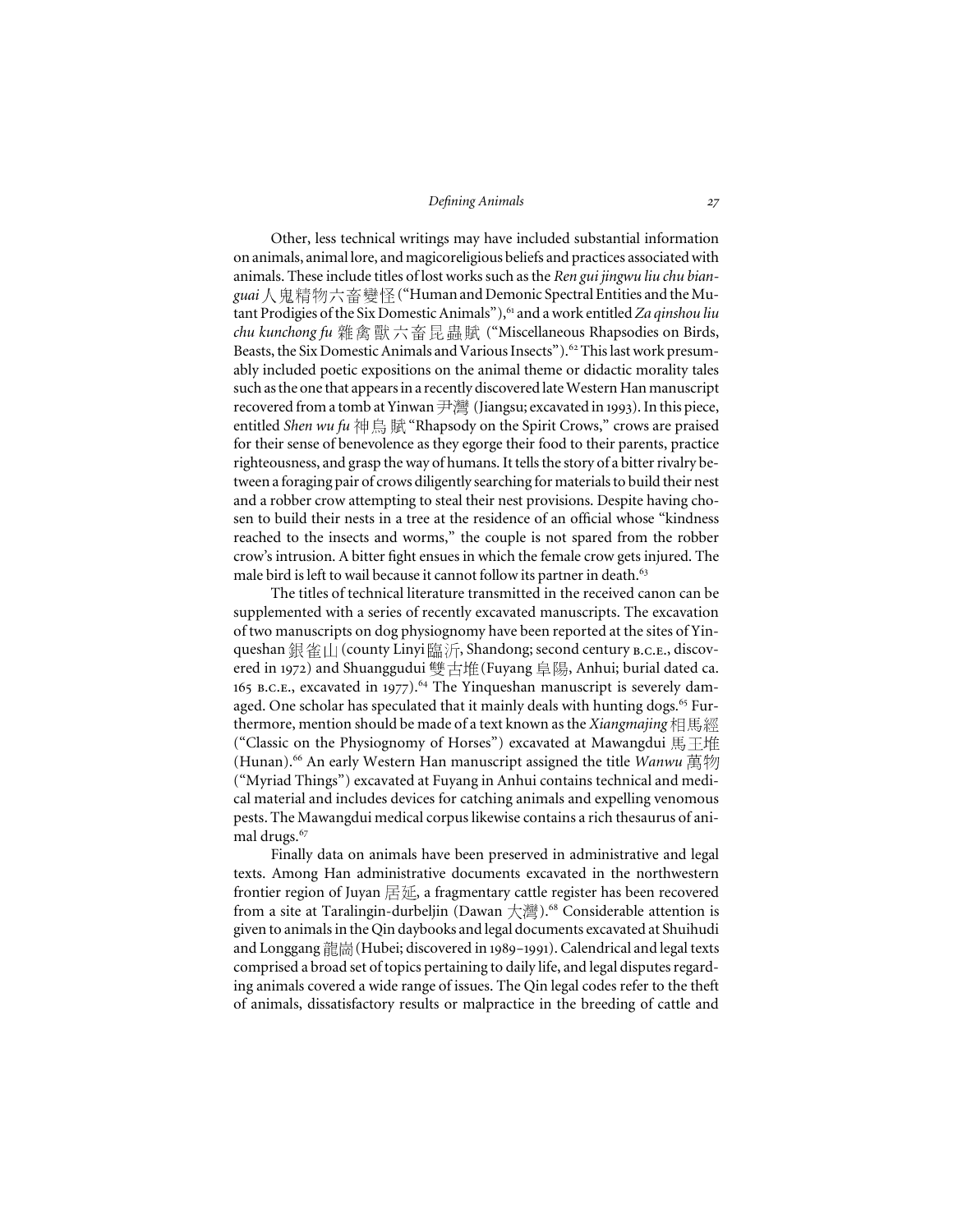Other, less technical writings may have included substantial information on animals, animal lore, and magicoreligious beliefs and practices associated with animals. These include titles of lost works such as the *Ren gui jingwu liu chu bianguai* 人鬼精物六畜變怪 ("Human and Demonic Spectral Entities and the Mutant Prodigies of the Six Domestic Animals"),[61] and a work entitled *Za qinshou liu chu kunchong fu* 雜禽獸六畜昆蟲賦 ("Miscellaneous Rhapsodies on Birds, Beasts, the Six Domestic Animals and Various Insects").[62] This last work presumably included poetic expositions on the animal theme or didactic morality tales such as the one that appears in a recently discovered late Western Han manuscript recovered from a tomb at Yinwan 尹灣 (Jiangsu; excavated in 1993). In this piece, entitled *Shen wu fu* 神烏賦 "Rhapsody on the Spirit Crows," crows are praised for their sense of benevolence as they egorge their food to their parents, practice righteousness, and grasp the way of humans. It tells the story of a bitter rivalry between a foraging pair of crows diligently searching for materials to build their nest and a robber crow attempting to steal their nest provisions. Despite having chosen to build their nests in a tree at the residence of an official whose "kindness reached to the insects and worms," the couple is not spared from the robber crow's intrusion. A bitter fight ensues in which the female crow gets injured. The male bird is left to wail because it cannot follow its partner in death.[63]

The titles of technical literature transmitted in the received canon can be supplemented with a series of recently excavated manuscripts. The excavation of two manuscripts on dog physiognomy have been reported at the sites of Yinqueshan 銀雀山 (county Linyi 臨沂, Shandong; second century B.C.E., discovered in 1972) and Shuanggudui 雙古堆 (Fuyang 阜陽, Anhui; burial dated ca. 165 B.C.E., excavated in 1977).[64] The Yinqueshan manuscript is severely damaged. One scholar has speculated that it mainly deals with hunting dogs.[65] Furthermore, mention should be made of a text known as the *Xiangmajing* 相馬經 ("Classic on the Physiognomy of Horses") excavated at Mawangdui 馬王堆 (Hunan).[66] An early Western Han manuscript assigned the title *Wanwu* 萬物 ("Myriad Things") excavated at Fuyang in Anhui contains technical and medical material and includes devices for catching animals and expelling venomous pests. The Mawangdui medical corpus likewise contains a rich thesaurus of animal drugs.[67]

Finally data on animals have been preserved in administrative and legal texts. Among Han administrative documents excavated in the northwestern frontier region of Juyan 居延, a fragmentary cattle register has been recovered from a site at Taralingin-durbeljin (Dawan 大灣).[68] Considerable attention is given to animals in the Qin daybooks and legal documents excavated at Shuihudi and Longgang 龍崗 (Hubei; discovered in 1989–1991). Calendrical and legal texts comprised a broad set of topics pertaining to daily life, and legal disputes regarding animals covered a wide range of issues. The Qin legal codes refer to the theft of animals, dissatisfactory results or malpractice in the breeding of cattle and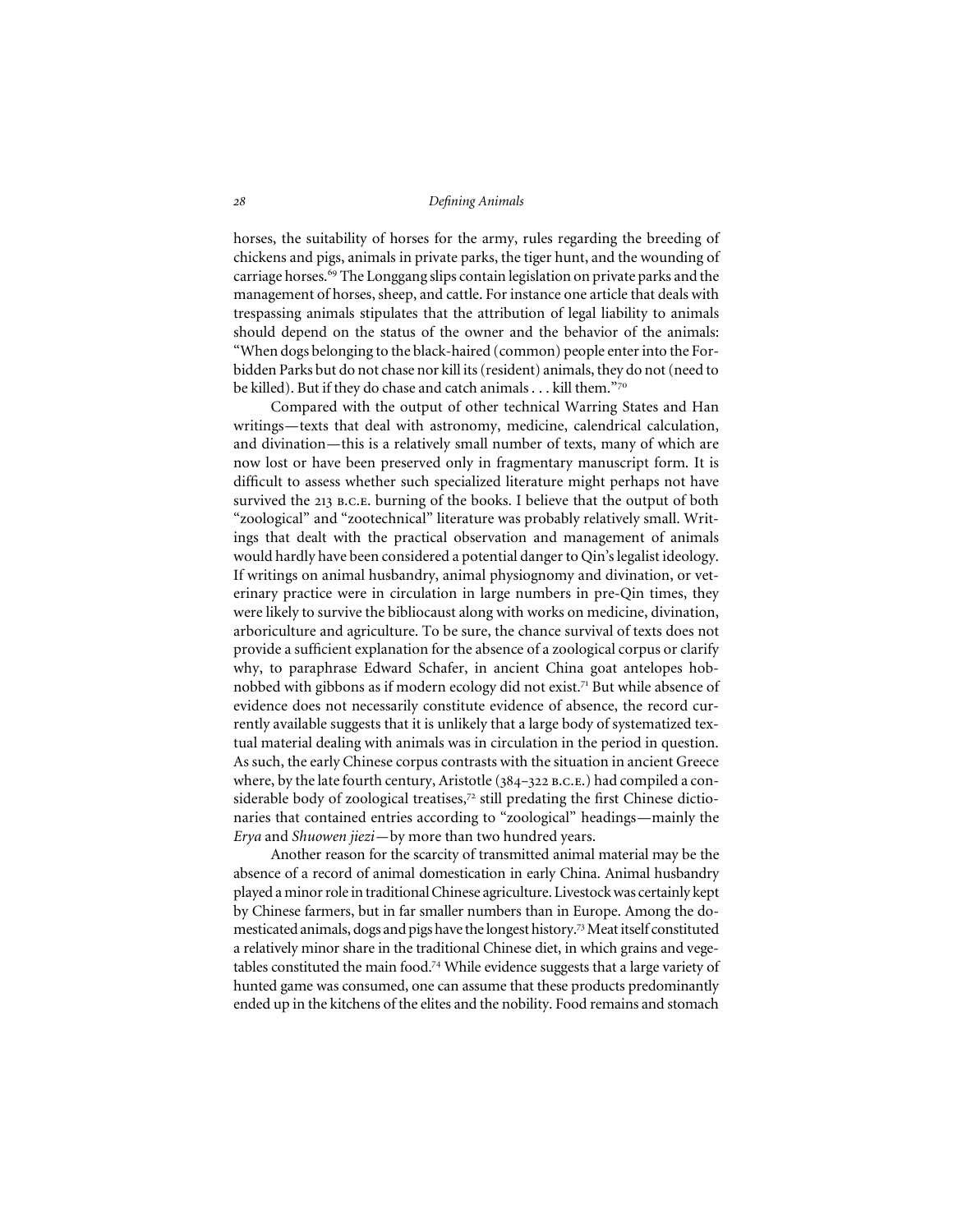horses, the suitability of horses for the army, rules regarding the breeding of chickens and pigs, animals in private parks, the tiger hunt, and the wounding of carriage horses.[69] The Longgang slips contain legislation on private parks and the management of horses, sheep, and cattle. For instance one article that deals with trespassing animals stipulates that the attribution of legal liability to animals should depend on the status of the owner and the behavior of the animals: "When dogs belonging to the black-haired (common) people enter into the Forbidden Parks but do not chase nor kill its (resident) animals, they do not (need to be killed). But if they do chase and catch animals . . . kill them."[70]

Compared with the output of other technical Warring States and Han writings—texts that deal with astronomy, medicine, calendrical calculation, and divination—this is a relatively small number of texts, many of which are now lost or have been preserved only in fragmentary manuscript form. It is difficult to assess whether such specialized literature might perhaps not have survived the 213 B.C.E. burning of the books. I believe that the output of both "zoological" and "zootechnical" literature was probably relatively small. Writings that dealt with the practical observation and management of animals would hardly have been considered a potential danger to Qin's legalist ideology. If writings on animal husbandry, animal physiognomy and divination, or veterinary practice were in circulation in large numbers in pre-Qin times, they were likely to survive the bibliocaust along with works on medicine, divination, arboriculture and agriculture. To be sure, the chance survival of texts does not provide a sufficient explanation for the absence of a zoological corpus or clarify why, to paraphrase Edward Schafer, in ancient China goat antelopes hobnobbed with gibbons as if modern ecology did not exist.[71] But while absence of evidence does not necessarily constitute evidence of absence, the record currently available suggests that it is unlikely that a large body of systematized textual material dealing with animals was in circulation in the period in question. As such, the early Chinese corpus contrasts with the situation in ancient Greece where, by the late fourth century, Aristotle (384–322 B.C.E.) had compiled a considerable body of zoological treatises,[72] still predating the first Chinese dictionaries that contained entries according to "zoological" headings—mainly the *Erya* and *Shuowen jiezi*—by more than two hundred years.

Another reason for the scarcity of transmitted animal material may be the absence of a record of animal domestication in early China. Animal husbandry played a minor role in traditional Chinese agriculture. Livestock was certainly kept by Chinese farmers, but in far smaller numbers than in Europe. Among the domesticated animals, dogs and pigs have the longest history.[73] Meat itself constituted a relatively minor share in the traditional Chinese diet, in which grains and vegetables constituted the main food.[74] While evidence suggests that a large variety of hunted game was consumed, one can assume that these products predominantly ended up in the kitchens of the elites and the nobility. Food remains and stomach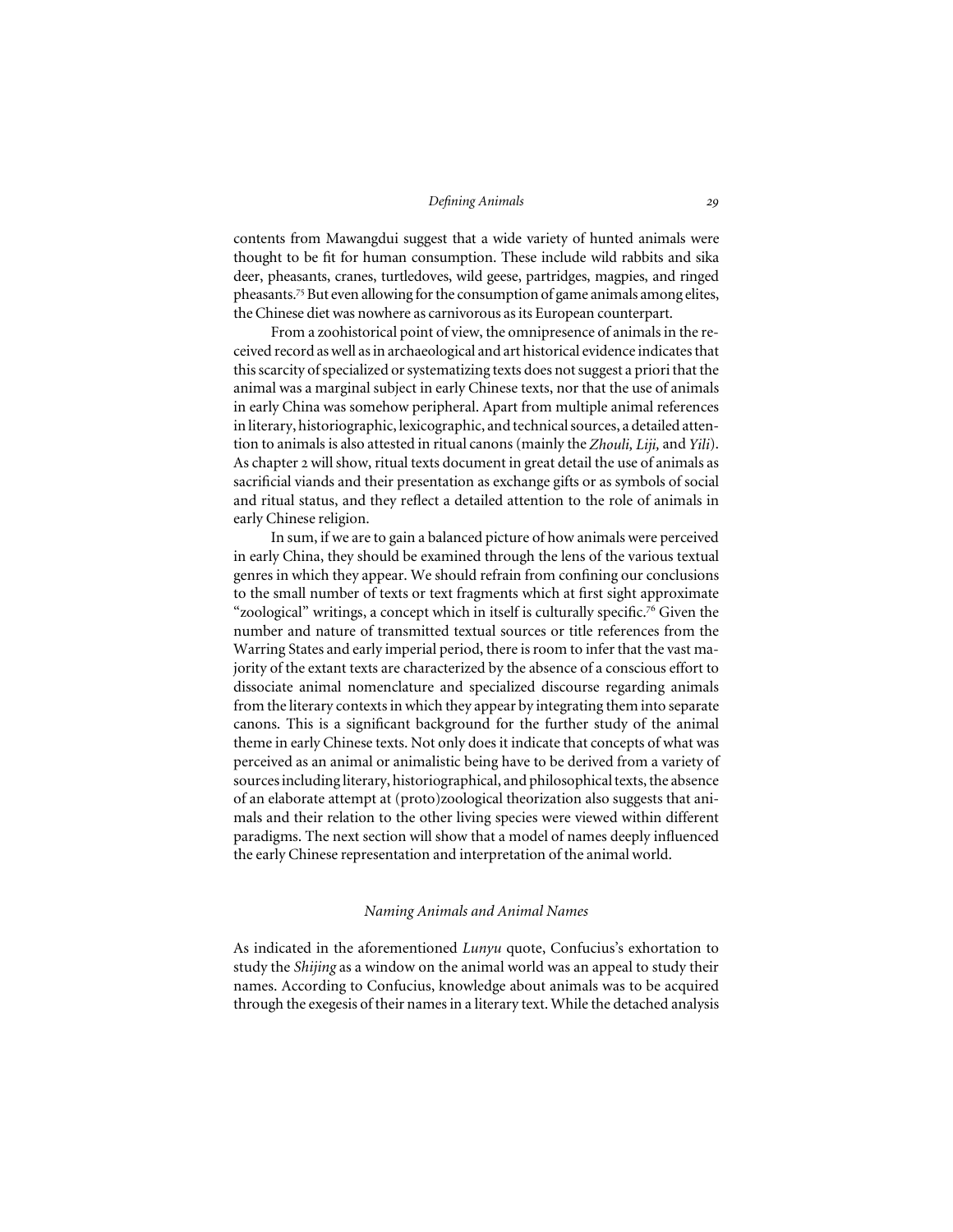contents from Mawangdui suggest that a wide variety of hunted animals were thought to be fit for human consumption. These include wild rabbits and sika deer, pheasants, cranes, turtledoves, wild geese, partridges, magpies, and ringed pheasants.[75] But even allowing for the consumption of game animals among elites, the Chinese diet was nowhere as carnivorous as its European counterpart.

From a zoohistorical point of view, the omnipresence of animals in the received record as well as in archaeological and art historical evidence indicates that this scarcity of specialized or systematizing texts does not suggest a priori that the animal was a marginal subject in early Chinese texts, nor that the use of animals in early China was somehow peripheral. Apart from multiple animal references in literary, historiographic, lexicographic, and technical sources, a detailed attention to animals is also attested in ritual canons (mainly the *Zhouli, Liji,* and *Yili*). As chapter 2 will show, ritual texts document in great detail the use of animals as sacrificial viands and their presentation as exchange gifts or as symbols of social and ritual status, and they reflect a detailed attention to the role of animals in early Chinese religion.

In sum, if we are to gain a balanced picture of how animals were perceived in early China, they should be examined through the lens of the various textual genres in which they appear. We should refrain from confining our conclusions to the small number of texts or text fragments which at first sight approximate "zoological" writings, a concept which in itself is culturally specific.[76] Given the number and nature of transmitted textual sources or title references from the Warring States and early imperial period, there is room to infer that the vast majority of the extant texts are characterized by the absence of a conscious effort to dissociate animal nomenclature and specialized discourse regarding animals from the literary contexts in which they appear by integrating them into separate canons. This is a significant background for the further study of the animal theme in early Chinese texts. Not only does it indicate that concepts of what was perceived as an animal or animalistic being have to be derived from a variety of sources including literary, historiographical, and philosophical texts, the absence of an elaborate attempt at (proto)zoological theorization also suggests that animals and their relation to the other living species were viewed within different paradigms. The next section will show that a model of names deeply influenced the early Chinese representation and interpretation of the animal world.

## *Naming Animals and Animal Names*

As indicated in the aforementioned *Lunyu* quote, Confucius's exhortation to study the *Shijing* as a window on the animal world was an appeal to study their names. According to Confucius, knowledge about animals was to be acquired through the exegesis of their names in a literary text. While the detached analysis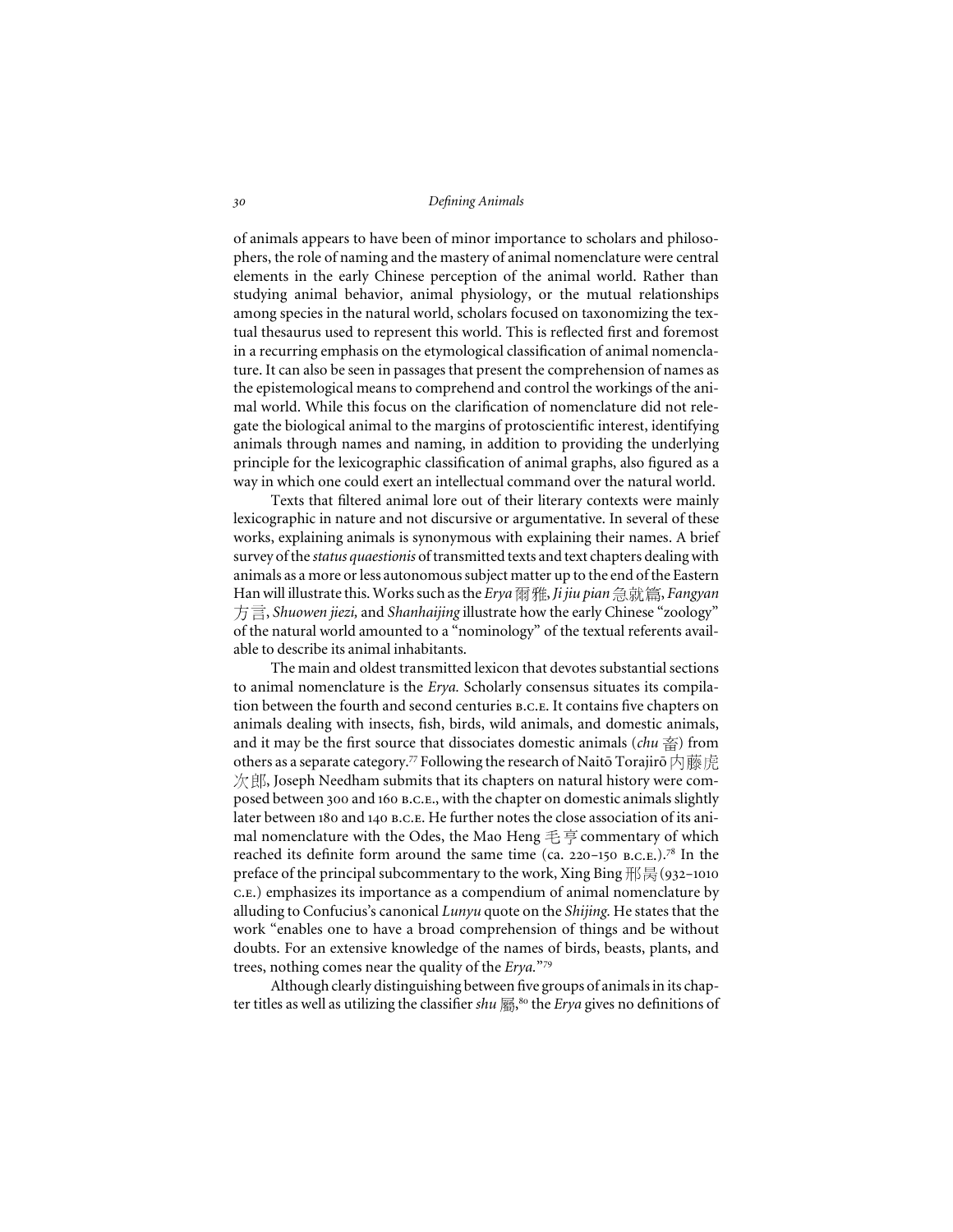of animals appears to have been of minor importance to scholars and philosophers, the role of naming and the mastery of animal nomenclature were central elements in the early Chinese perception of the animal world. Rather than studying animal behavior, animal physiology, or the mutual relationships among species in the natural world, scholars focused on taxonomizing the textual thesaurus used to represent this world. This is reflected first and foremost in a recurring emphasis on the etymological classification of animal nomenclature. It can also be seen in passages that present the comprehension of names as the epistemological means to comprehend and control the workings of the animal world. While this focus on the clarification of nomenclature did not relegate the biological animal to the margins of protoscientific interest, identifying animals through names and naming, in addition to providing the underlying principle for the lexicographic classification of animal graphs, also figured as a way in which one could exert an intellectual command over the natural world.

Texts that filtered animal lore out of their literary contexts were mainly lexicographic in nature and not discursive or argumentative. In several of these works, explaining animals is synonymous with explaining their names. A brief survey of the *status quaestionis* of transmitted texts and text chapters dealing with animals as a more or less autonomous subject matter up to the end of the Eastern Han will illustrate this. Works such as the *Erya* 爾雅, *Ji jiu pian* 急就篇, *Fangyan* 方言, *Shuowen jiezi,* and *Shanhaijing* illustrate how the early Chinese "zoology" of the natural world amounted to a "nominology" of the textual referents available to describe its animal inhabitants.

The main and oldest transmitted lexicon that devotes substantial sections to animal nomenclature is the *Erya.* Scholarly consensus situates its compilation between the fourth and second centuries B.C.E. It contains five chapters on animals dealing with insects, fish, birds, wild animals, and domestic animals, and it may be the first source that dissociates domestic animals (*chu* 畜) from others as a separate category.[77] Following the research of Naitō Torajirō 內藤虎次郎, Joseph Needham submits that its chapters on natural history were composed between 300 and 160 B.C.E., with the chapter on domestic animals slightly later between 180 and 140 B.C.E. He further notes the close association of its animal nomenclature with the Odes, the Mao Heng 毛亨 commentary of which reached its definite form around the same time (ca. 220–150 B.C.E.).[78] In the preface of the principal subcommentary to the work, Xing Bing 邢昺 (932–1010 C.E.) emphasizes its importance as a compendium of animal nomenclature by alluding to Confucius's canonical *Lunyu* quote on the *Shijing.* He states that the work "enables one to have a broad comprehension of things and be without doubts. For an extensive knowledge of the names of birds, beasts, plants, and trees, nothing comes near the quality of the *Erya.*"[79]

Although clearly distinguishing between five groups of animals in its chapter titles as well as utilizing the classifier *shu* 屬,[80] the *Erya* gives no definitions of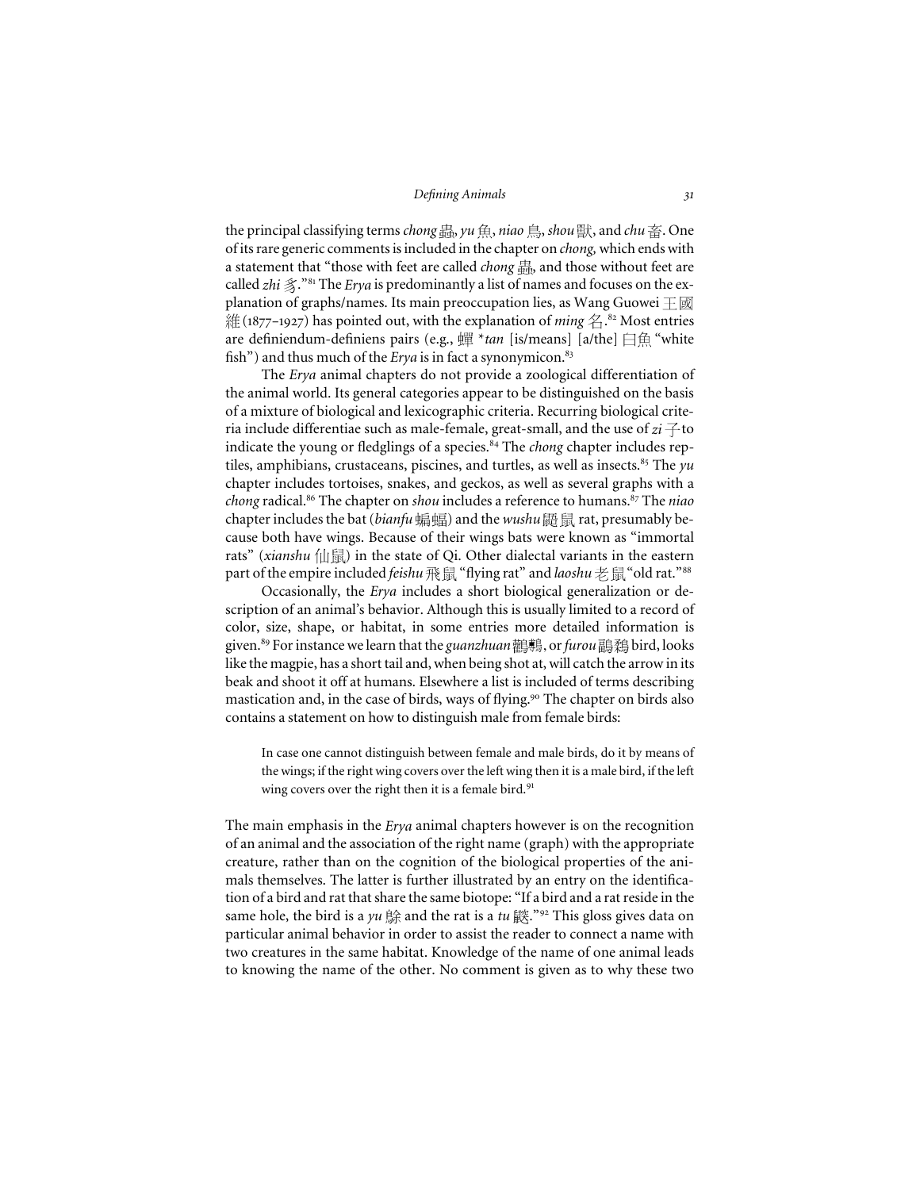the principal classifying terms *chong* 蟲, *yu* 魚, *niao* 鳥, *shou* 獸, and *chu* 畜. One of its rare generic comments is included in the chapter on *chong,* which ends with a statement that "those with feet are called *chong* 蟲, and those without feet are called *zhi* 豸."[81] The *Erya* is predominantly a list of names and focuses on the explanation of graphs/names. Its main preoccupation lies, as Wang Guowei 王國維 (1877–1927) has pointed out, with the explanation of *ming* 名.[82] Most entries are definiendum-definiens pairs (e.g., 蟬 **tan* [is/means] [a/the] 白魚 "white fish") and thus much of the *Erya* is in fact a synonymicon.[83]

The *Erya* animal chapters do not provide a zoological differentiation of the animal world. Its general categories appear to be distinguished on the basis of a mixture of biological and lexicographic criteria. Recurring biological criteria include differentiae such as male-female, great-small, and the use of *zi* 子 to indicate the young or fledglings of a species.[84] The *chong* chapter includes reptiles, amphibians, crustaceans, piscines, and turtles, as well as insects.[85] The *yu* chapter includes tortoises, snakes, and geckos, as well as several graphs with a *chong* radical.[86] The chapter on *shou* includes a reference to humans.[87] The *niao* chapter includes the bat (*bianfu* 蝙蝠) and the *wushu* 鼯鼠 rat, presumably because both have wings. Because of their wings bats were known as "immortal rats" (*xianshu* 仙鼠) in the state of Qi. Other dialectal variants in the eastern part of the empire included *feishu* 飛鼠 "flying rat" and *laoshu* 老鼠 "old rat."[88]

Occasionally, the *Erya* includes a short biological generalization or description of an animal's behavior. Although this is usually limited to a record of color, size, shape, or habitat, in some entries more detailed information is given.[89] For instance we learn that the *guanzhuan* 鸛鷒, or *furou* 鶝鶔 bird, looks like the magpie, has a short tail and, when being shot at, will catch the arrow in its beak and shoot it off at humans. Elsewhere a list is included of terms describing mastication and, in the case of birds, ways of flying.[90] The chapter on birds also contains a statement on how to distinguish male from female birds:

> In case one cannot distinguish between female and male birds, do it by means of the wings; if the right wing covers over the left wing then it is a male bird, if the left wing covers over the right then it is a female bird.[91]

The main emphasis in the *Erya* animal chapters however is on the recognition of an animal and the association of the right name (graph) with the appropriate creature, rather than on the cognition of the biological properties of the animals themselves. The latter is further illustrated by an entry on the identification of a bird and rat that share the same biotope: "If a bird and a rat reside in the same hole, the bird is a *yu* 鵌 and the rat is a *tu* 鼵."[92] This gloss gives data on particular animal behavior in order to assist the reader to connect a name with two creatures in the same habitat. Knowledge of the name of one animal leads to knowing the name of the other. No comment is given as to why these two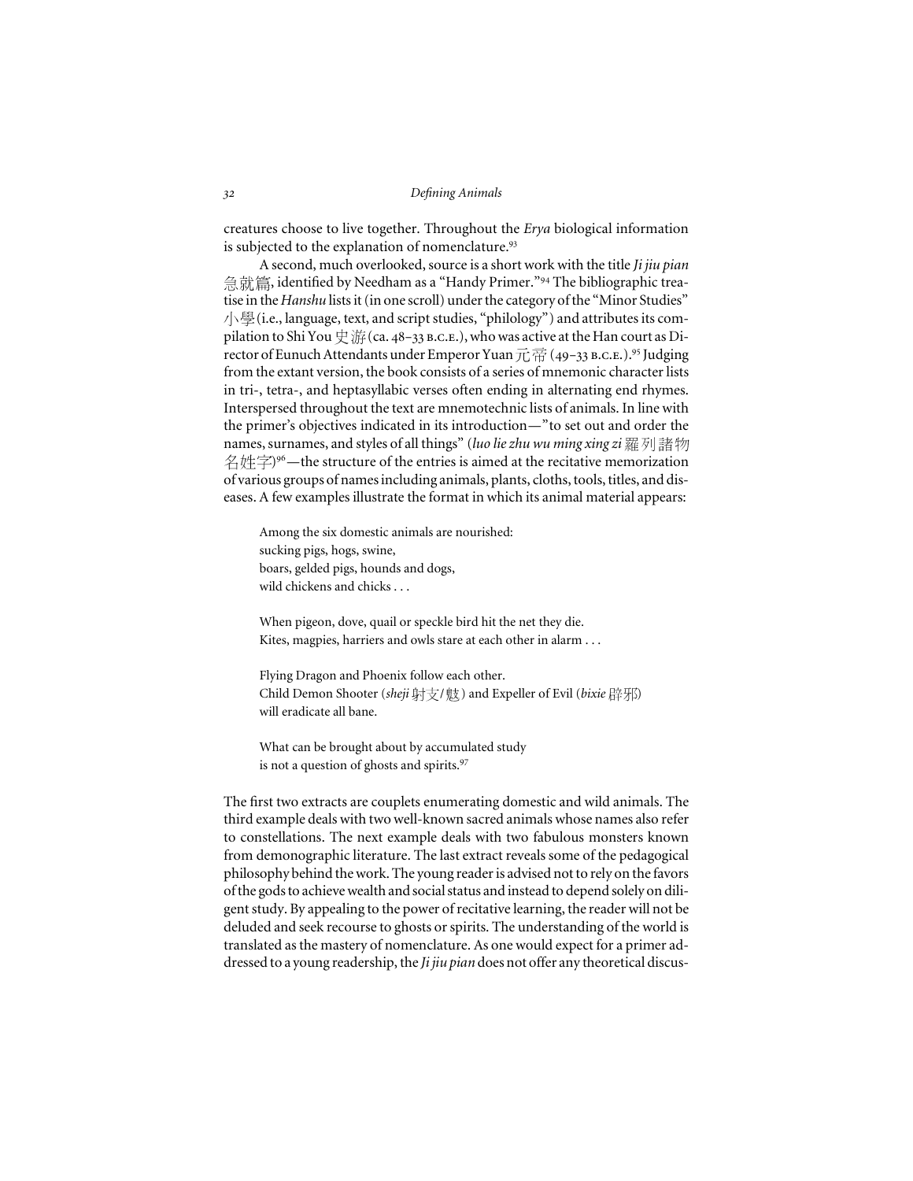creatures choose to live together. Throughout the *Erya* biological information is subjected to the explanation of nomenclature.[93]

A second, much overlooked, source is a short work with the title *Ji jiu pian* 急就篇, identified by Needham as a "Handy Primer."[94] The bibliographic treatise in the *Hanshu* lists it (in one scroll) under the category of the "Minor Studies" 小學 (i.e., language, text, and script studies, "philology") and attributes its compilation to Shi You 史游 (ca. 48–33 B.C.E.), who was active at the Han court as Director of Eunuch Attendants under Emperor Yuan 元帝 (49–33 B.C.E.).[95] Judging from the extant version, the book consists of a series of mnemonic character lists in tri-, tetra-, and heptasyllabic verses often ending in alternating end rhymes. Interspersed throughout the text are mnemotechnic lists of animals. In line with the primer's objectives indicated in its introduction—"to set out and order the names, surnames, and styles of all things" (*luo lie zhu wu ming xing zi* 羅列諸物名姓字)[96]—the structure of the entries is aimed at the recitative memorization of various groups of names including animals, plants, cloths, tools, titles, and diseases. A few examples illustrate the format in which its animal material appears:

> Among the six domestic animals are nourished:
> sucking pigs, hogs, swine,
> boars, gelded pigs, hounds and dogs,
> wild chickens and chicks . . .
>
> When pigeon, dove, quail or speckle bird hit the net they die.
> Kites, magpies, harriers and owls stare at each other in alarm . . .
>
> Flying Dragon and Phoenix follow each other.
> Child Demon Shooter (*sheji* 射支/魃) and Expeller of Evil (*bixie* 辟邪)
> will eradicate all bane.
>
> What can be brought about by accumulated study
> is not a question of ghosts and spirits.[97]

The first two extracts are couplets enumerating domestic and wild animals. The third example deals with two well-known sacred animals whose names also refer to constellations. The next example deals with two fabulous monsters known from demonographic literature. The last extract reveals some of the pedagogical philosophy behind the work. The young reader is advised not to rely on the favors of the gods to achieve wealth and social status and instead to depend solely on diligent study. By appealing to the power of recitative learning, the reader will not be deluded and seek recourse to ghosts or spirits. The understanding of the world is translated as the mastery of nomenclature. As one would expect for a primer addressed to a young readership, the *Ji jiu pian* does not offer any theoretical discus-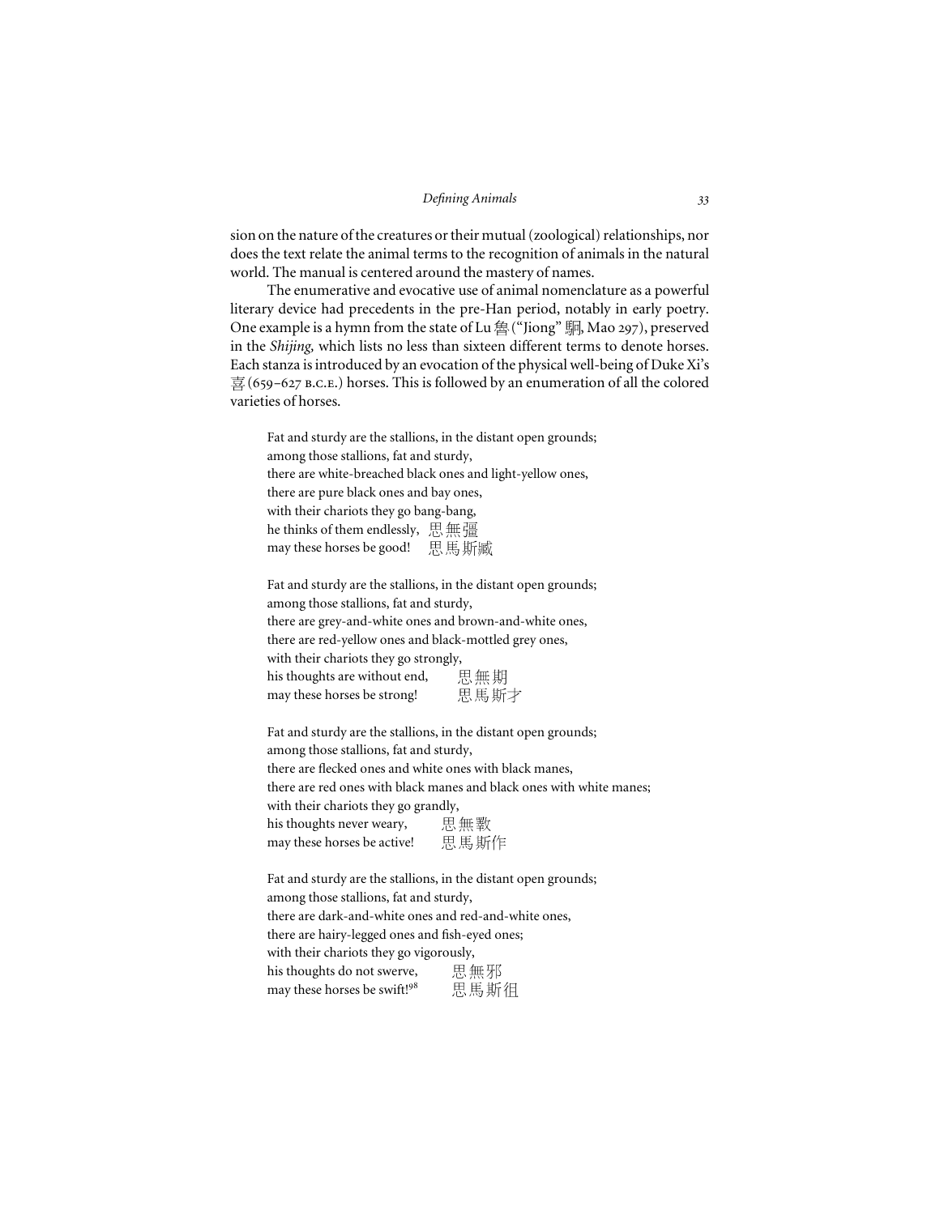sion on the nature of the creatures or their mutual (zoological) relationships, nor does the text relate the animal terms to the recognition of animals in the natural world. The manual is centered around the mastery of names.

The enumerative and evocative use of animal nomenclature as a powerful literary device had precedents in the pre-Han period, notably in early poetry. One example is a hymn from the state of Lu 魯 ("Jiong" 駉, Mao 297), preserved in the *Shijing,* which lists no less than sixteen different terms to denote horses. Each stanza is introduced by an evocation of the physical well-being of Duke Xi's 喜 (659–627 B.C.E.) horses. This is followed by an enumeration of all the colored varieties of horses.

> Fat and sturdy are the stallions, in the distant open grounds;
> among those stallions, fat and sturdy,
> there are white-breached black ones and light-yellow ones,
> there are pure black ones and bay ones,
> with their chariots they go bang-bang,
> he thinks of them endlessly, 思無疆
> may these horses be good! 思馬斯臧
>
> Fat and sturdy are the stallions, in the distant open grounds;
> among those stallions, fat and sturdy,
> there are grey-and-white ones and brown-and-white ones,
> there are red-yellow ones and black-mottled grey ones,
> with their chariots they go strongly,
> his thoughts are without end, 思無期
> may these horses be strong! 思馬斯才
>
> Fat and sturdy are the stallions, in the distant open grounds;
> among those stallions, fat and sturdy,
> there are flecked ones and white ones with black manes,
> there are red ones with black manes and black ones with white manes;
> with their chariots they go grandly,
> his thoughts never weary, 思無斁
> may these horses be active! 思馬斯作
>
> Fat and sturdy are the stallions, in the distant open grounds;
> among those stallions, fat and sturdy,
> there are dark-and-white ones and red-and-white ones,
> there are hairy-legged ones and fish-eyed ones;
> with their chariots they go vigorously,
> his thoughts do not swerve, 思無邪
> may these horses be swift![98] 思馬斯徂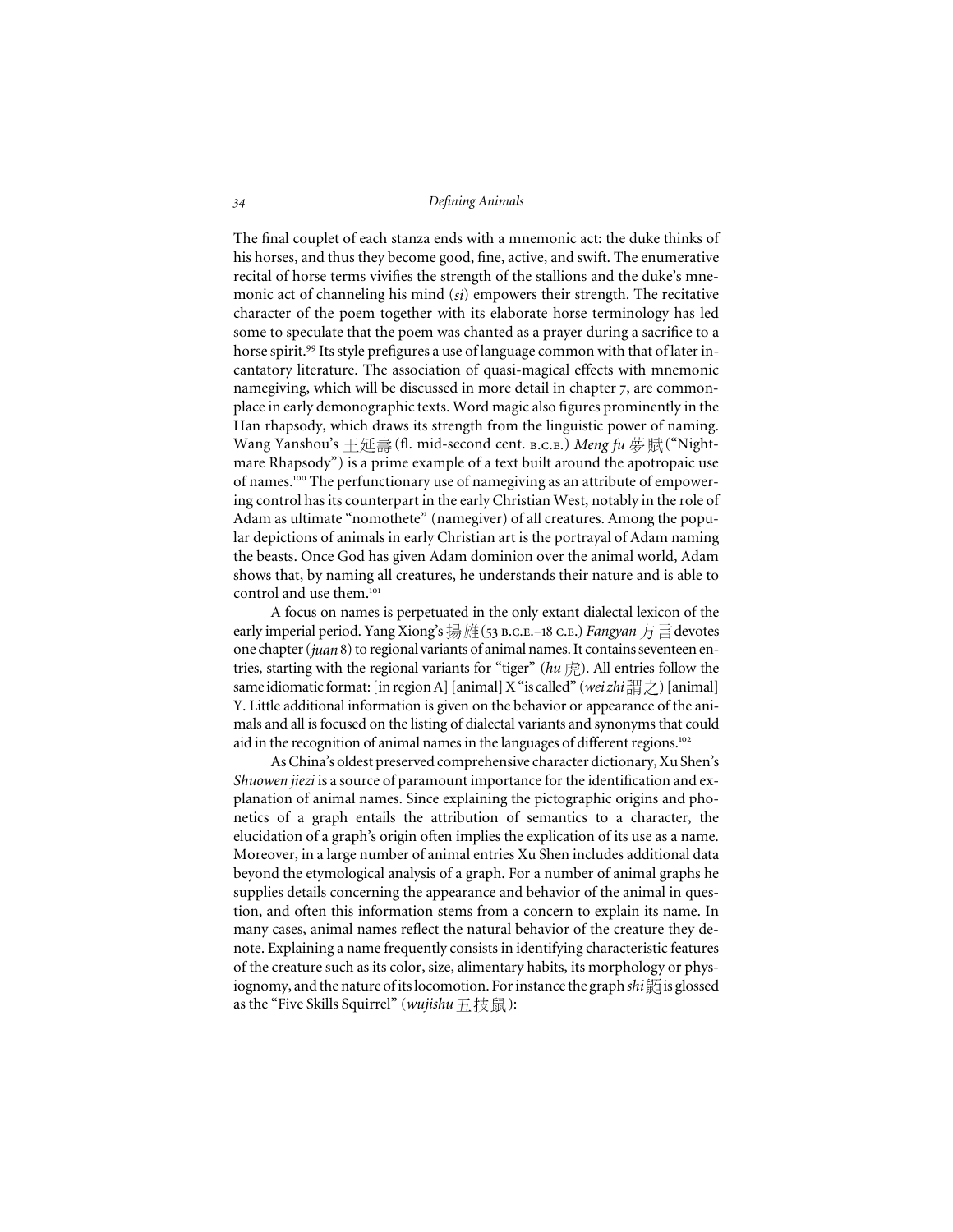The final couplet of each stanza ends with a mnemonic act: the duke thinks of his horses, and thus they become good, fine, active, and swift. The enumerative recital of horse terms vivifies the strength of the stallions and the duke's mnemonic act of channeling his mind (*si*) empowers their strength. The recitative character of the poem together with its elaborate horse terminology has led some to speculate that the poem was chanted as a prayer during a sacrifice to a horse spirit.[99] Its style prefigures a use of language common with that of later incantatory literature. The association of quasi-magical effects with mnemonic namegiving, which will be discussed in more detail in chapter 7, are commonplace in early demonographic texts. Word magic also figures prominently in the Han rhapsody, which draws its strength from the linguistic power of naming. Wang Yanshou's 王延壽 (fl. mid-second cent. B.C.E.) *Meng fu* 夢賦 ("Nightmare Rhapsody") is a prime example of a text built around the apotropaic use of names.[100] The perfunctionary use of namegiving as an attribute of empowering control has its counterpart in the early Christian West, notably in the role of Adam as ultimate "nomothete" (namegiver) of all creatures. Among the popular depictions of animals in early Christian art is the portrayal of Adam naming the beasts. Once God has given Adam dominion over the animal world, Adam shows that, by naming all creatures, he understands their nature and is able to control and use them.[101]

A focus on names is perpetuated in the only extant dialectal lexicon of the early imperial period. Yang Xiong's 揚雄 (53 B.C.E.–18 C.E.) *Fangyan* 方言 devotes one chapter (*juan* 8) to regional variants of animal names. It contains seventeen entries, starting with the regional variants for "tiger" (*hu* 虎). All entries follow the same idiomatic format: [in region A] [animal] X "is called" (*wei zhi* 謂之) [animal] Y. Little additional information is given on the behavior or appearance of the animals and all is focused on the listing of dialectal variants and synonyms that could aid in the recognition of animal names in the languages of different regions.[102]

As China's oldest preserved comprehensive character dictionary, Xu Shen's *Shuowen jiezi* is a source of paramount importance for the identification and explanation of animal names. Since explaining the pictographic origins and phonetics of a graph entails the attribution of semantics to a character, the elucidation of a graph's origin often implies the explication of its use as a name. Moreover, in a large number of animal entries Xu Shen includes additional data beyond the etymological analysis of a graph. For a number of animal graphs he supplies details concerning the appearance and behavior of the animal in question, and often this information stems from a concern to explain its name. In many cases, animal names reflect the natural behavior of the creature they denote. Explaining a name frequently consists in identifying characteristic features of the creature such as its color, size, alimentary habits, its morphology or physiognomy, and the nature of its locomotion. For instance the graph *shi* 鼫 is glossed as the "Five Skills Squirrel" (*wujishu* 五技鼠):